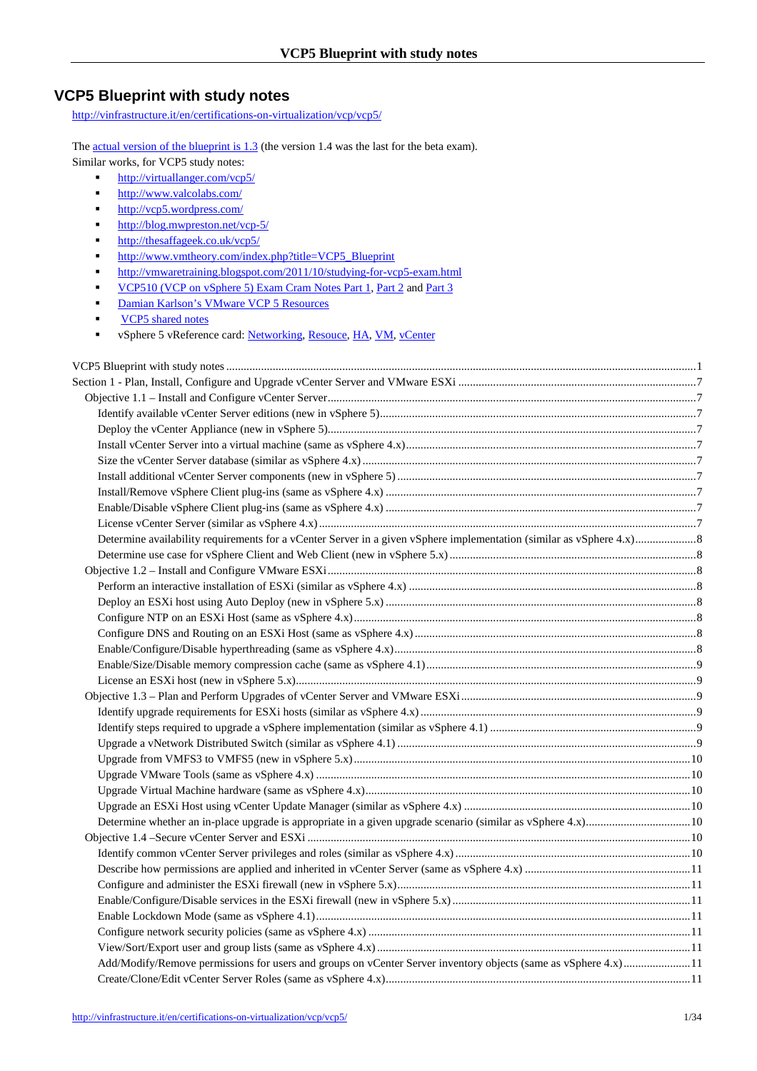# VCP5 Blueprint with study notes

http://vinfrastructure.it/en/certifications-on-virtualization/vcp/vcp5/

The actual version of the blueprint is 1.3 (the version 1.4 was the last for the beta exam).

Similar works, for VCP5 study notes:

- http://virtuallanger.com/vcp5/
- http://www.valcolabs.com/
- http://vcp5.wordpress.com/
- http://blog.mwpreston.net/vcp-5/
- http://thesaffageek.co.uk/vcp5/
- http://www.vmtheory.com/index.php?title=VCP5_Blueprint
- http://vmwaretraining.blogspot.com/2011/10/studying-for-vcp5-exam.html
- VCP510 (VCP on vSphere 5) Exam Cram Notes Part 1, Part 2 and Part 3
- Damian Karlson's VMware VCP 5 Resources
- VCP5 shared notes
- vSphere 5 vReference card: Networking, Resouce, HA, VM, vCenter

VCP5 Blueprint with study notes .......... 1
Section 1 - Plan, Install, Configure and Upgrade vCenter Server and VMware ESXi .......... 7
- Objective 1.1 – Install and Configure vCenter Server .......... 7
  - Identify available vCenter Server editions (new in vSphere 5) .......... 7
  - Deploy the vCenter Appliance (new in vSphere 5) .......... 7
  - Install vCenter Server into a virtual machine (same as vSphere 4.x) .......... 7
  - Size the vCenter Server database (similar as vSphere 4.x) .......... 7
  - Install additional vCenter Server components (new in vSphere 5) .......... 7
  - Install/Remove vSphere Client plug-ins (same as vSphere 4.x) .......... 7
  - Enable/Disable vSphere Client plug-ins (same as vSphere 4.x) .......... 7
  - License vCenter Server (similar as vSphere 4.x) .......... 7
  - Determine availability requirements for a vCenter Server in a given vSphere implementation (similar as vSphere 4.x) .......... 8
  - Determine use case for vSphere Client and Web Client (new in vSphere 5.x) .......... 8
- Objective 1.2 – Install and Configure VMware ESXi .......... 8
  - Perform an interactive installation of ESXi (similar as vSphere 4.x) .......... 8
  - Deploy an ESXi host using Auto Deploy (new in vSphere 5.x) .......... 8
  - Configure NTP on an ESXi Host (same as vSphere 4.x) .......... 8
  - Configure DNS and Routing on an ESXi Host (same as vSphere 4.x) .......... 8
  - Enable/Configure/Disable hyperthreading (same as vSphere 4.x) .......... 8
  - Enable/Size/Disable memory compression cache (same as vSphere 4.1) .......... 9
  - License an ESXi host (new in vSphere 5.x) .......... 9
- Objective 1.3 – Plan and Perform Upgrades of vCenter Server and VMware ESXi .......... 9
  - Identify upgrade requirements for ESXi hosts (similar as vSphere 4.x) .......... 9
  - Identify steps required to upgrade a vSphere implementation (similar as vSphere 4.1) .......... 9
  - Upgrade a vNetwork Distributed Switch (similar as vSphere 4.1) .......... 9
  - Upgrade from VMFS3 to VMFS5 (new in vSphere 5.x) .......... 10
  - Upgrade VMware Tools (same as vSphere 4.x) .......... 10
  - Upgrade Virtual Machine hardware (same as vSphere 4.x) .......... 10
  - Upgrade an ESXi Host using vCenter Update Manager (similar as vSphere 4.x) .......... 10
  - Determine whether an in-place upgrade is appropriate in a given upgrade scenario (similar as vSphere 4.x) .......... 10
- Objective 1.4 –Secure vCenter Server and ESXi .......... 10
  - Identify common vCenter Server privileges and roles (similar as vSphere 4.x) .......... 10
  - Describe how permissions are applied and inherited in vCenter Server (same as vSphere 4.x) .......... 11
  - Configure and administer the ESXi firewall (new in vSphere 5.x) .......... 11
  - Enable/Configure/Disable services in the ESXi firewall (new in vSphere 5.x) .......... 11
  - Enable Lockdown Mode (same as vSphere 4.1) .......... 11
  - Configure network security policies (same as vSphere 4.x) .......... 11
  - View/Sort/Export user and group lists (same as vSphere 4.x) .......... 11
  - Add/Modify/Remove permissions for users and groups on vCenter Server inventory objects (same as vSphere 4.x) .......... 11
  - Create/Clone/Edit vCenter Server Roles (same as vSphere 4.x) .......... 11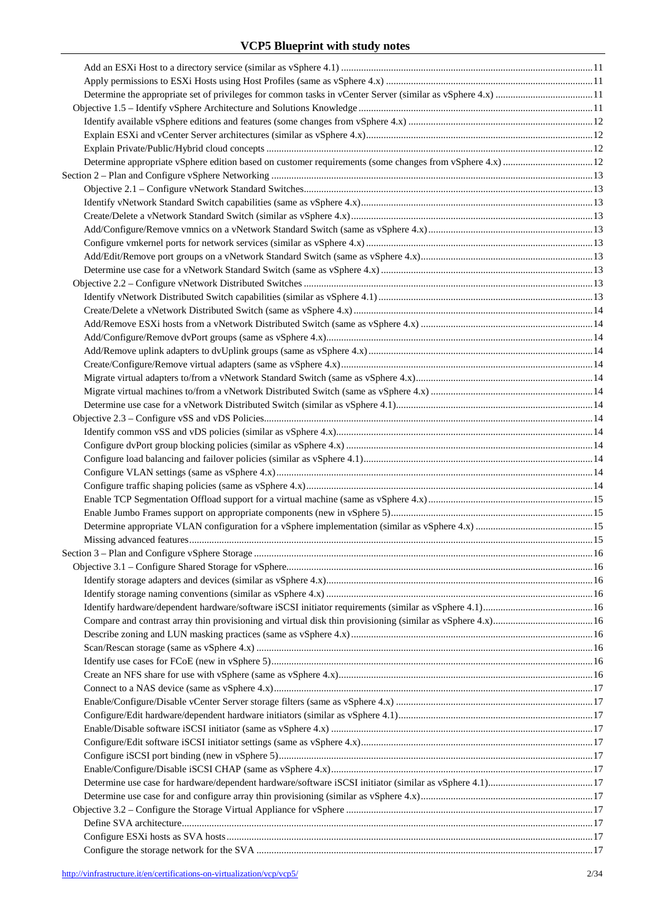Add an ESXi Host to a directory service (similar as vSphere 4.1) ........ 11
Apply permissions to ESXi Hosts using Host Profiles (same as vSphere 4.x) ........ 11
Determine the appropriate set of privileges for common tasks in vCenter Server (similar as vSphere 4.x) ........ 11
Objective 1.5 – Identify vSphere Architecture and Solutions Knowledge ........ 11
Identify available vSphere editions and features (some changes from vSphere 4.x) ........ 12
Explain ESXi and vCenter Server architectures (similar as vSphere 4.x) ........ 12
Explain Private/Public/Hybrid cloud concepts ........ 12
Determine appropriate vSphere edition based on customer requirements (some changes from vSphere 4.x) ........ 12
Section 2 – Plan and Configure vSphere Networking ........ 13
Objective 2.1 – Configure vNetwork Standard Switches ........ 13
Identify vNetwork Standard Switch capabilities (same as vSphere 4.x) ........ 13
Create/Delete a vNetwork Standard Switch (similar as vSphere 4.x) ........ 13
Add/Configure/Remove vmnics on a vNetwork Standard Switch (same as vSphere 4.x) ........ 13
Configure vmkernel ports for network services (similar as vSphere 4.x) ........ 13
Add/Edit/Remove port groups on a vNetwork Standard Switch (same as vSphere 4.x) ........ 13
Determine use case for a vNetwork Standard Switch (same as vSphere 4.x) ........ 13
Objective 2.2 – Configure vNetwork Distributed Switches ........ 13
Identify vNetwork Distributed Switch capabilities (similar as vSphere 4.1) ........ 13
Create/Delete a vNetwork Distributed Switch (same as vSphere 4.x) ........ 14
Add/Remove ESXi hosts from a vNetwork Distributed Switch (same as vSphere 4.x) ........ 14
Add/Configure/Remove dvPort groups (same as vSphere 4.x) ........ 14
Add/Remove uplink adapters to dvUplink groups (same as vSphere 4.x) ........ 14
Create/Configure/Remove virtual adapters (same as vSphere 4.x) ........ 14
Migrate virtual adapters to/from a vNetwork Standard Switch (same as vSphere 4.x) ........ 14
Migrate virtual machines to/from a vNetwork Distributed Switch (same as vSphere 4.x) ........ 14
Determine use case for a vNetwork Distributed Switch (similar as vSphere 4.1) ........ 14
Objective 2.3 – Configure vSS and vDS Policies ........ 14
Identify common vSS and vDS policies (similar as vSphere 4.x) ........ 14
Configure dvPort group blocking policies (similar as vSphere 4.x) ........ 14
Configure load balancing and failover policies (similar as vSphere 4.1) ........ 14
Configure VLAN settings (same as vSphere 4.x) ........ 14
Configure traffic shaping policies (same as vSphere 4.x) ........ 14
Enable TCP Segmentation Offload support for a virtual machine (same as vSphere 4.x) ........ 15
Enable Jumbo Frames support on appropriate components (new in vSphere 5) ........ 15
Determine appropriate VLAN configuration for a vSphere implementation (similar as vSphere 4.x) ........ 15
Missing advanced features ........ 15
Section 3 – Plan and Configure vSphere Storage ........ 16
Objective 3.1 – Configure Shared Storage for vSphere ........ 16
Identify storage adapters and devices (similar as vSphere 4.x) ........ 16
Identify storage naming conventions (similar as vSphere 4.x) ........ 16
Identify hardware/dependent hardware/software iSCSI initiator requirements (similar as vSphere 4.1) ........ 16
Compare and contrast array thin provisioning and virtual disk thin provisioning (similar as vSphere 4.x) ........ 16
Describe zoning and LUN masking practices (same as vSphere 4.x) ........ 16
Scan/Rescan storage (same as vSphere 4.x) ........ 16
Identify use cases for FCoE (new in vSphere 5) ........ 16
Create an NFS share for use with vSphere (same as vSphere 4.x) ........ 16
Connect to a NAS device (same as vSphere 4.x) ........ 17
Enable/Configure/Disable vCenter Server storage filters (same as vSphere 4.x) ........ 17
Configure/Edit hardware/dependent hardware initiators (similar as vSphere 4.1) ........ 17
Enable/Disable software iSCSI initiator (same as vSphere 4.x) ........ 17
Configure/Edit software iSCSI initiator settings (same as vSphere 4.x) ........ 17
Configure iSCSI port binding (new in vSphere 5) ........ 17
Enable/Configure/Disable iSCSI CHAP (same as vSphere 4.x) ........ 17
Determine use case for hardware/dependent hardware/software iSCSI initiator (similar as vSphere 4.1) ........ 17
Determine use case for and configure array thin provisioning (similar as vSphere 4.x) ........ 17
Objective 3.2 – Configure the Storage Virtual Appliance for vSphere ........ 17
Define SVA architecture ........ 17
Configure ESXi hosts as SVA hosts ........ 17
Configure the storage network for the SVA ........ 17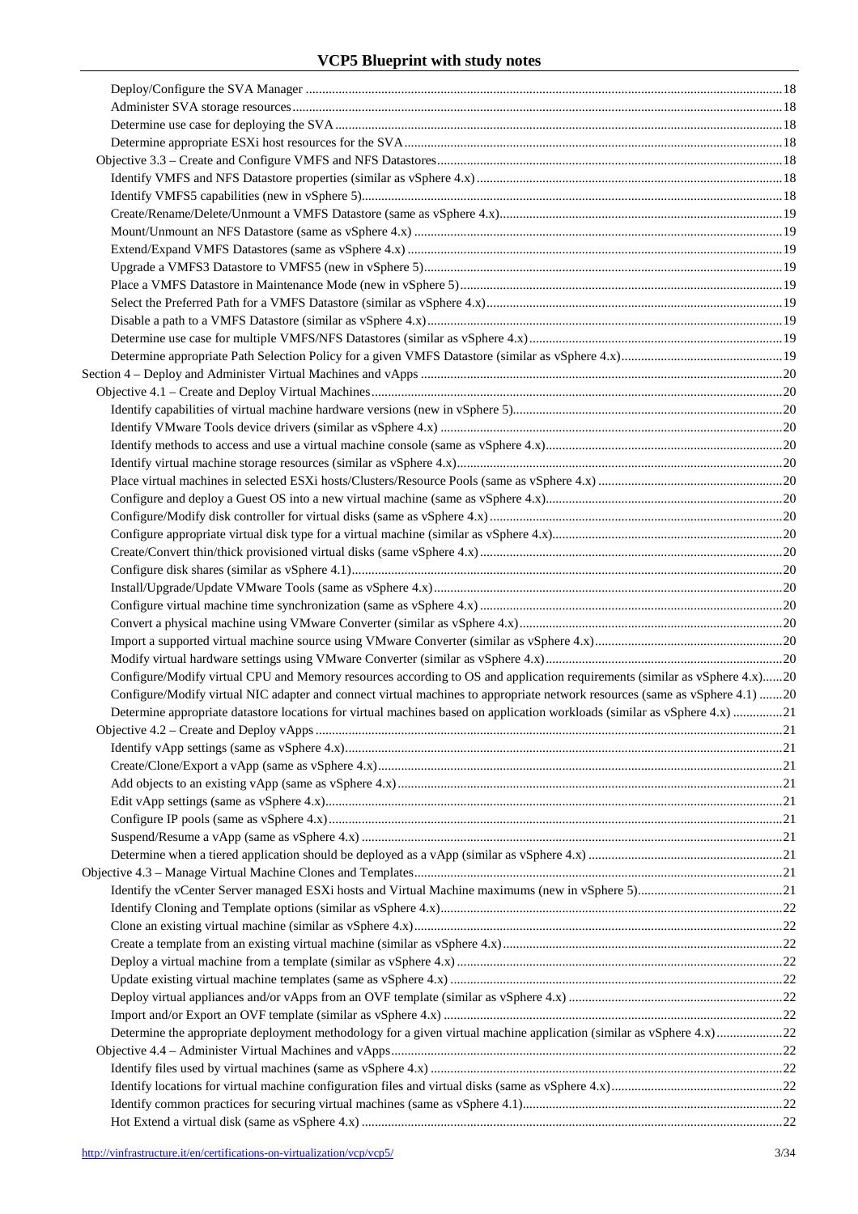Deploy/Configure the SVA Manager ....................................................................................................................................18
Administer SVA storage resources......................................................................................................................................18
Determine use case for deploying the SVA.........................................................................................................................18
Determine appropriate ESXi host resources for the SVA....................................................................................................18
Objective 3.3 – Create and Configure VMFS and NFS Datastores...........................................................................................18
Identify VMFS and NFS Datastore properties (similar as vSphere 4.x)..............................................................................18
Identify VMFS5 capabilities (new in vSphere 5)................................................................................................................18
Create/Rename/Delete/Unmount a VMFS Datastore (same as vSphere 4.x).......................................................................19
Mount/Unmount an NFS Datastore (same as vSphere 4.x) .................................................................................................19
Extend/Expand VMFS Datastores (same as vSphere 4.x) ...................................................................................................19
Upgrade a VMFS3 Datastore to VMFS5 (new in vSphere 5)..............................................................................................19
Place a VMFS Datastore in Maintenance Mode (new in vSphere 5)...................................................................................19
Select the Preferred Path for a VMFS Datastore (similar as vSphere 4.x)...........................................................................19
Disable a path to a VMFS Datastore (similar as vSphere 4.x).............................................................................................19
Determine use case for multiple VMFS/NFS Datastores (similar as vSphere 4.x)..............................................................19
Determine appropriate Path Selection Policy for a given VMFS Datastore (similar as vSphere 4.x)..................................19
Section 4 – Deploy and Administer Virtual Machines and vApps ..................................................................................................20
Objective 4.1 – Create and Deploy Virtual Machines.................................................................................................................20
Identify capabilities of virtual machine hardware versions (new in vSphere 5)..................................................................20
Identify VMware Tools device drivers (similar as vSphere 4.x) ........................................................................................20
Identify methods to access and use a virtual machine console (same as vSphere 4.x).........................................................20
Identify virtual machine storage resources (similar as vSphere 4.x)...................................................................................20
Place virtual machines in selected ESXi hosts/Clusters/Resource Pools (same as vSphere 4.x) ........................................20
Configure and deploy a Guest OS into a new virtual machine (same as vSphere 4.x).........................................................20
Configure/Modify disk controller for virtual disks (same as vSphere 4.x)..........................................................................20
Configure appropriate virtual disk type for a virtual machine (similar as vSphere 4.x).......................................................20
Create/Convert thin/thick provisioned virtual disks (same vSphere 4.x).............................................................................20
Configure disk shares (similar as vSphere 4.1)...................................................................................................................20
Install/Upgrade/Update VMware Tools (same as vSphere 4.x)...........................................................................................20
Configure virtual machine time synchronization (same as vSphere 4.x).............................................................................20
Convert a physical machine using VMware Converter (similar as vSphere 4.x).................................................................20
Import a supported virtual machine source using VMware Converter (similar as vSphere 4.x)..........................................20
Modify virtual hardware settings using VMware Converter (similar as vSphere 4.x).........................................................20
Configure/Modify virtual CPU and Memory resources according to OS and application requirements (similar as vSphere 4.x)......20
Configure/Modify virtual NIC adapter and connect virtual machines to appropriate network resources (same as vSphere 4.1) .......20
Determine appropriate datastore locations for virtual machines based on application workloads (similar as vSphere 4.x) ...............21
Objective 4.2 – Create and Deploy vApps .................................................................................................................................21
Identify vApp settings (same as vSphere 4.x)......................................................................................................................21
Create/Clone/Export a vApp (same as vSphere 4.x)............................................................................................................21
Add objects to an existing vApp (same as vSphere 4.x)......................................................................................................21
Edit vApp settings (same as vSphere 4.x)............................................................................................................................21
Configure IP pools (same as vSphere 4.x)...........................................................................................................................21
Suspend/Resume a vApp (same as vSphere 4.x) .................................................................................................................21
Determine when a tiered application should be deployed as a vApp (similar as vSphere 4.x) ..........................................21
Objective 4.3 – Manage Virtual Machine Clones and Templates....................................................................................................21
Identify the vCenter Server managed ESXi hosts and Virtual Machine maximums (new in vSphere 5)...........................21
Identify Cloning and Template options (similar as vSphere 4.x).........................................................................................22
Clone an existing virtual machine (similar as vSphere 4.x).................................................................................................22
Create a template from an existing virtual machine (similar as vSphere 4.x)......................................................................22
Deploy a virtual machine from a template (similar as vSphere 4.x)....................................................................................22
Update existing virtual machine templates (same as vSphere 4.x)......................................................................................22
Deploy virtual appliances and/or vApps from an OVF template (similar as vSphere 4.x) ..................................................22
Import and/or Export an OVF template (similar as vSphere 4.x) ........................................................................................22
Determine the appropriate deployment methodology for a given virtual machine application (similar as vSphere 4.x)....................22
Objective 4.4 – Administer Virtual Machines and vApps.........................................................................................................22
Identify files used by virtual machines (same as vSphere 4.x) ............................................................................................22
Identify locations for virtual machine configuration files and virtual disks (same as vSphere 4.x).....................................22
Identify common practices for securing virtual machines (same as vSphere 4.1)................................................................22
Hot Extend a virtual disk (same as vSphere 4.x) .................................................................................................................22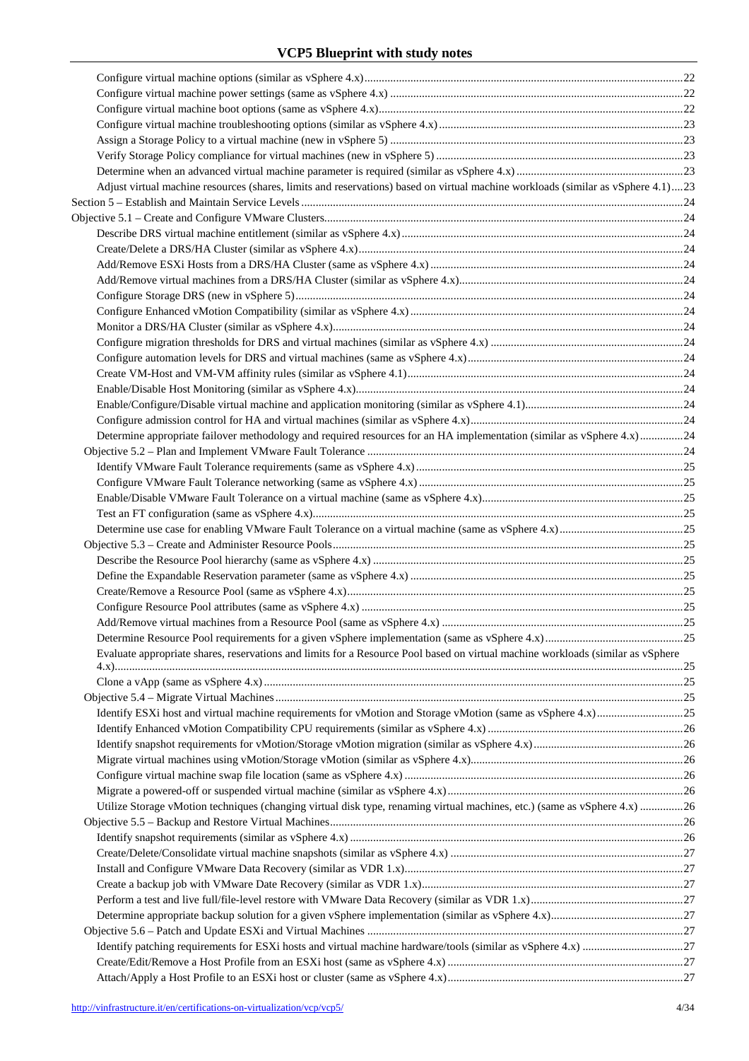Configure virtual machine options (similar as vSphere 4.x) .....22
Configure virtual machine power settings (same as vSphere 4.x) .....22
Configure virtual machine boot options (same as vSphere 4.x) .....22
Configure virtual machine troubleshooting options (similar as vSphere 4.x) .....23
Assign a Storage Policy to a virtual machine (new in vSphere 5) .....23
Verify Storage Policy compliance for virtual machines (new in vSphere 5) .....23
Determine when an advanced virtual machine parameter is required (similar as vSphere 4.x) .....23
Adjust virtual machine resources (shares, limits and reservations) based on virtual machine workloads (similar as vSphere 4.1) .....23

Section 5 – Establish and Maintain Service Levels .....24

Objective 5.1 – Create and Configure VMware Clusters .....24
Describe DRS virtual machine entitlement (similar as vSphere 4.x) .....24
Create/Delete a DRS/HA Cluster (similar as vSphere 4.x) .....24
Add/Remove ESXi Hosts from a DRS/HA Cluster (same as vSphere 4.x) .....24
Add/Remove virtual machines from a DRS/HA Cluster (similar as vSphere 4.x) .....24
Configure Storage DRS (new in vSphere 5) .....24
Configure Enhanced vMotion Compatibility (similar as vSphere 4.x) .....24
Monitor a DRS/HA Cluster (similar as vSphere 4.x) .....24
Configure migration thresholds for DRS and virtual machines (similar as vSphere 4.x) .....24
Configure automation levels for DRS and virtual machines (same as vSphere 4.x) .....24
Create VM-Host and VM-VM affinity rules (similar as vSphere 4.1) .....24
Enable/Disable Host Monitoring (similar as vSphere 4.x) .....24
Enable/Configure/Disable virtual machine and application monitoring (similar as vSphere 4.1) .....24
Configure admission control for HA and virtual machines (similar as vSphere 4.x) .....24
Determine appropriate failover methodology and required resources for an HA implementation (similar as vSphere 4.x) .....24

Objective 5.2 – Plan and Implement VMware Fault Tolerance .....24
Identify VMware Fault Tolerance requirements (same as vSphere 4.x) .....25
Configure VMware Fault Tolerance networking (same as vSphere 4.x) .....25
Enable/Disable VMware Fault Tolerance on a virtual machine (same as vSphere 4.x) .....25
Test an FT configuration (same as vSphere 4.x) .....25
Determine use case for enabling VMware Fault Tolerance on a virtual machine (same as vSphere 4.x) .....25

Objective 5.3 – Create and Administer Resource Pools .....25
Describe the Resource Pool hierarchy (same as vSphere 4.x) .....25
Define the Expandable Reservation parameter (same as vSphere 4.x) .....25
Create/Remove a Resource Pool (same as vSphere 4.x) .....25
Configure Resource Pool attributes (same as vSphere 4.x) .....25
Add/Remove virtual machines from a Resource Pool (same as vSphere 4.x) .....25
Determine Resource Pool requirements for a given vSphere implementation (same as vSphere 4.x) .....25
Evaluate appropriate shares, reservations and limits for a Resource Pool based on virtual machine workloads (similar as vSphere 4.x) .....25
Clone a vApp (same as vSphere 4.x) .....25

Objective 5.4 – Migrate Virtual Machines .....25
Identify ESXi host and virtual machine requirements for vMotion and Storage vMotion (same as vSphere 4.x) .....25
Identify Enhanced vMotion Compatibility CPU requirements (similar as vSphere 4.x) .....26
Identify snapshot requirements for vMotion/Storage vMotion migration (similar as vSphere 4.x) .....26
Migrate virtual machines using vMotion/Storage vMotion (similar as vSphere 4.x) .....26
Configure virtual machine swap file location (same as vSphere 4.x) .....26
Migrate a powered-off or suspended virtual machine (similar as vSphere 4.x) .....26
Utilize Storage vMotion techniques (changing virtual disk type, renaming virtual machines, etc.) (same as vSphere 4.x) .....26

Objective 5.5 – Backup and Restore Virtual Machines .....26
Identify snapshot requirements (similar as vSphere 4.x) .....26
Create/Delete/Consolidate virtual machine snapshots (similar as vSphere 4.x) .....27
Install and Configure VMware Data Recovery (similar as VDR 1.x) .....27
Create a backup job with VMware Date Recovery (similar as VDR 1.x) .....27
Perform a test and live full/file-level restore with VMware Data Recovery (similar as VDR 1.x) .....27
Determine appropriate backup solution for a given vSphere implementation (similar as vSphere 4.x) .....27

Objective 5.6 – Patch and Update ESXi and Virtual Machines .....27
Identify patching requirements for ESXi hosts and virtual machine hardware/tools (similar as vSphere 4.x) .....27
Create/Edit/Remove a Host Profile from an ESXi host (same as vSphere 4.x) .....27
Attach/Apply a Host Profile to an ESXi host or cluster (same as vSphere 4.x) .....27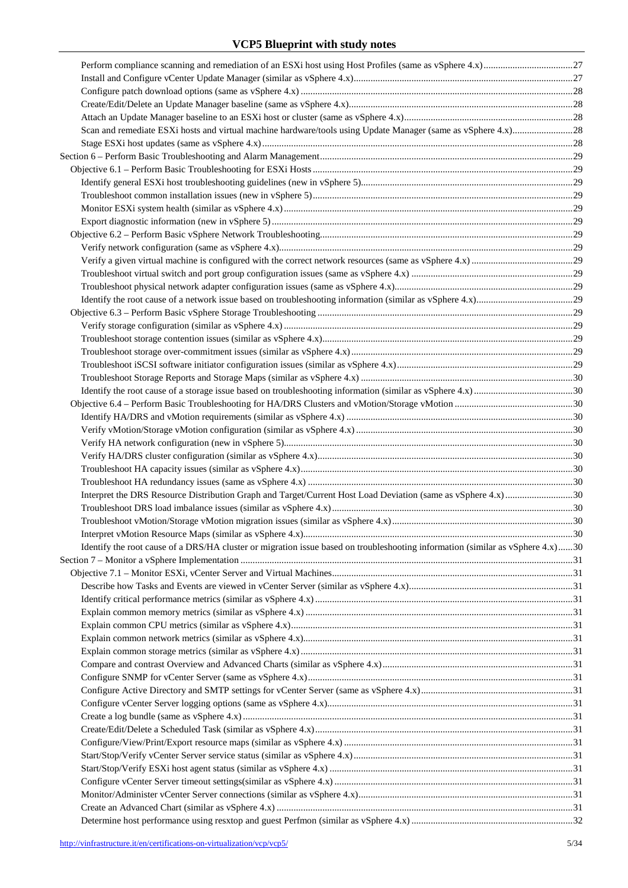- Perform compliance scanning and remediation of an ESXi host using Host Profiles (same as vSphere 4.x) ..... 27
- Install and Configure vCenter Update Manager (similar as vSphere 4.x) ..... 27
- Configure patch download options (same as vSphere 4.x) ..... 28
- Create/Edit/Delete an Update Manager baseline (same as vSphere 4.x) ..... 28
- Attach an Update Manager baseline to an ESXi host or cluster (same as vSphere 4.x) ..... 28
- Scan and remediate ESXi hosts and virtual machine hardware/tools using Update Manager (same as vSphere 4.x) ..... 28
- Stage ESXi host updates (same as vSphere 4.x) ..... 28

Section 6 – Perform Basic Troubleshooting and Alarm Management ..... 29

- Objective 6.1 – Perform Basic Troubleshooting for ESXi Hosts ..... 29
  - Identify general ESXi host troubleshooting guidelines (new in vSphere 5) ..... 29
  - Troubleshoot common installation issues (new in vSphere 5) ..... 29
  - Monitor ESXi system health (similar as vSphere 4.x) ..... 29
  - Export diagnostic information (new in vSphere 5) ..... 29
- Objective 6.2 – Perform Basic vSphere Network Troubleshooting ..... 29
  - Verify network configuration (same as vSphere 4.x) ..... 29
  - Verify a given virtual machine is configured with the correct network resources (same as vSphere 4.x) ..... 29
  - Troubleshoot virtual switch and port group configuration issues (same as vSphere 4.x) ..... 29
  - Troubleshoot physical network adapter configuration issues (same as vSphere 4.x) ..... 29
  - Identify the root cause of a network issue based on troubleshooting information (similar as vSphere 4.x) ..... 29
- Objective 6.3 – Perform Basic vSphere Storage Troubleshooting ..... 29
  - Verify storage configuration (similar as vSphere 4.x) ..... 29
  - Troubleshoot storage contention issues (similar as vSphere 4.x) ..... 29
  - Troubleshoot storage over-commitment issues (similar as vSphere 4.x) ..... 29
  - Troubleshoot iSCSI software initiator configuration issues (similar as vSphere 4.x) ..... 29
  - Troubleshoot Storage Reports and Storage Maps (similar as vSphere 4.x) ..... 30
  - Identify the root cause of a storage issue based on troubleshooting information (similar as vSphere 4.x) ..... 30
- Objective 6.4 – Perform Basic Troubleshooting for HA/DRS Clusters and vMotion/Storage vMotion ..... 30
  - Identify HA/DRS and vMotion requirements (similar as vSphere 4.x) ..... 30
  - Verify vMotion/Storage vMotion configuration (similar as vSphere 4.x) ..... 30
  - Verify HA network configuration (new in vSphere 5) ..... 30
  - Verify HA/DRS cluster configuration (similar as vSphere 4.x) ..... 30
  - Troubleshoot HA capacity issues (similar as vSphere 4.x) ..... 30
  - Troubleshoot HA redundancy issues (same as vSphere 4.x) ..... 30
  - Interpret the DRS Resource Distribution Graph and Target/Current Host Load Deviation (same as vSphere 4.x) ..... 30
  - Troubleshoot DRS load imbalance issues (similar as vSphere 4.x) ..... 30
  - Troubleshoot vMotion/Storage vMotion migration issues (similar as vSphere 4.x) ..... 30
  - Interpret vMotion Resource Maps (similar as vSphere 4.x) ..... 30
  - Identify the root cause of a DRS/HA cluster or migration issue based on troubleshooting information (similar as vSphere 4.x) ..... 30

Section 7 – Monitor a vSphere Implementation ..... 31

- Objective 7.1 – Monitor ESXi, vCenter Server and Virtual Machines ..... 31
  - Describe how Tasks and Events are viewed in vCenter Server (similar as vSphere 4.x) ..... 31
  - Identify critical performance metrics (similar as vSphere 4.x) ..... 31
  - Explain common memory metrics (similar as vSphere 4.x) ..... 31
  - Explain common CPU metrics (similar as vSphere 4.x) ..... 31
  - Explain common network metrics (similar as vSphere 4.x) ..... 31
  - Explain common storage metrics (similar as vSphere 4.x) ..... 31
  - Compare and contrast Overview and Advanced Charts (similar as vSphere 4.x) ..... 31
  - Configure SNMP for vCenter Server (same as vSphere 4.x) ..... 31
  - Configure Active Directory and SMTP settings for vCenter Server (same as vSphere 4.x) ..... 31
  - Configure vCenter Server logging options (same as vSphere 4.x) ..... 31
  - Create a log bundle (same as vSphere 4.x) ..... 31
  - Create/Edit/Delete a Scheduled Task (similar as vSphere 4.x) ..... 31
  - Configure/View/Print/Export resource maps (similar as vSphere 4.x) ..... 31
  - Start/Stop/Verify vCenter Server service status (similar as vSphere 4.x) ..... 31
  - Start/Stop/Verify ESXi host agent status (similar as vSphere 4.x) ..... 31
  - Configure vCenter Server timeout settings(similar as vSphere 4.x) ..... 31
  - Monitor/Administer vCenter Server connections (similar as vSphere 4.x) ..... 31
  - Create an Advanced Chart (similar as vSphere 4.x) ..... 31
  - Determine host performance using resxtop and guest Perfmon (similar as vSphere 4.x) ..... 32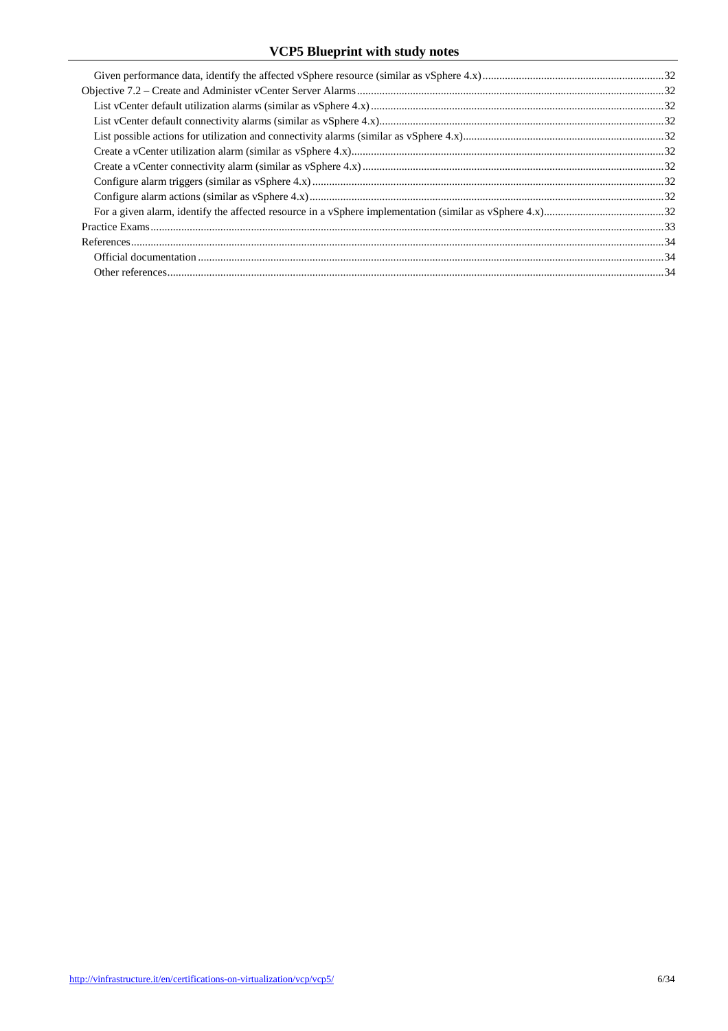Given performance data, identify the affected vSphere resource (similar as vSphere 4.x) ..... 32
Objective 7.2 – Create and Administer vCenter Server Alarms ..... 32
List vCenter default utilization alarms (similar as vSphere 4.x) ..... 32
List vCenter default connectivity alarms (similar as vSphere 4.x) ..... 32
List possible actions for utilization and connectivity alarms (similar as vSphere 4.x) ..... 32
Create a vCenter utilization alarm (similar as vSphere 4.x) ..... 32
Create a vCenter connectivity alarm (similar as vSphere 4.x) ..... 32
Configure alarm triggers (similar as vSphere 4.x) ..... 32
Configure alarm actions (similar as vSphere 4.x) ..... 32
For a given alarm, identify the affected resource in a vSphere implementation (similar as vSphere 4.x) ..... 32
Practice Exams ..... 33
References ..... 34
Official documentation ..... 34
Other references ..... 34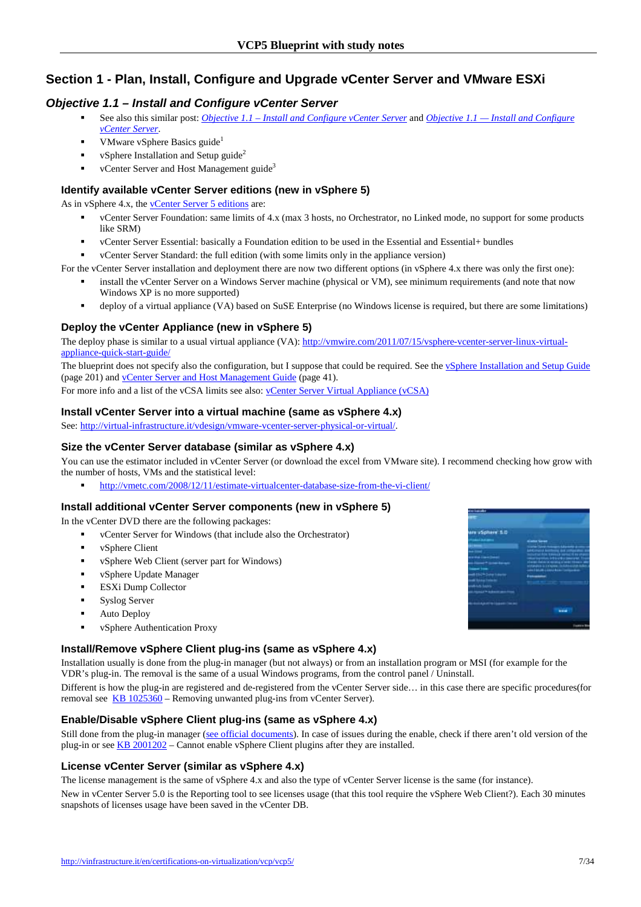## Section 1 - Plan, Install, Configure and Upgrade vCenter Server and VMware ESXi

### *Objective 1.1 – Install and Configure vCenter Server*

- See also this similar post: *Objective 1.1 – Install and Configure vCenter Server* and *Objective 1.1 — Install and Configure vCenter Server*.
- VMware vSphere Basics guide[1]
- vSphere Installation and Setup guide[2]
- vCenter Server and Host Management guide[3]

#### Identify available vCenter Server editions (new in vSphere 5)

As in vSphere 4.x, the vCenter Server 5 editions are:

- vCenter Server Foundation: same limits of 4.x (max 3 hosts, no Orchestrator, no Linked mode, no support for some products like SRM)
- vCenter Server Essential: basically a Foundation edition to be used in the Essential and Essential+ bundles
- vCenter Server Standard: the full edition (with some limits only in the appliance version)

For the vCenter Server installation and deployment there are now two different options (in vSphere 4.x there was only the first one):

- install the vCenter Server on a Windows Server machine (physical or VM), see minimum requirements (and note that now Windows XP is no more supported)
- deploy of a virtual appliance (VA) based on SuSE Enterprise (no Windows license is required, but there are some limitations)

#### Deploy the vCenter Appliance (new in vSphere 5)

The deploy phase is similar to a usual virtual appliance (VA): http://vmwire.com/2011/07/15/vsphere-vcenter-server-linux-virtual-appliance-quick-start-guide/

The blueprint does not specify also the configuration, but I suppose that could be required. See the vSphere Installation and Setup Guide (page 201) and vCenter Server and Host Management Guide (page 41).

For more info and a list of the vCSA limits see also: vCenter Server Virtual Appliance (vCSA)

#### Install vCenter Server into a virtual machine (same as vSphere 4.x)

See: http://virtual-infrastructure.it/vdesign/vmware-vcenter-server-physical-or-virtual/.

#### Size the vCenter Server database (similar as vSphere 4.x)

You can use the estimator included in vCenter Server (or download the excel from VMware site). I recommend checking how grow with the number of hosts, VMs and the statistical level:

- http://vmetc.com/2008/12/11/estimate-virtualcenter-database-size-from-the-vi-client/

#### Install additional vCenter Server components (new in vSphere 5)

In the vCenter DVD there are the following packages:

- vCenter Server for Windows (that include also the Orchestrator)
- vSphere Client
- vSphere Web Client (server part for Windows)
- vSphere Update Manager
- ESXi Dump Collector
- Syslog Server
- Auto Deploy
- vSphere Authentication Proxy

#### Install/Remove vSphere Client plug-ins (same as vSphere 4.x)

Installation usually is done from the plug-in manager (but not always) or from an installation program or MSI (for example for the VDR's plug-in. The removal is the same of a usual Windows programs, from the control panel / Uninstall.

Different is how the plug-in are registered and de-registered from the vCenter Server side… in this case there are specific procedures(for removal see KB 1025360 – Removing unwanted plug-ins from vCenter Server).

#### Enable/Disable vSphere Client plug-ins (same as vSphere 4.x)

Still done from the plug-in manager (see official documents). In case of issues during the enable, check if there aren't old version of the plug-in or see KB 2001202 – Cannot enable vSphere Client plugins after they are installed.

#### License vCenter Server (similar as vSphere 4.x)

The license management is the same of vSphere 4.x and also the type of vCenter Server license is the same (for instance).

New in vCenter Server 5.0 is the Reporting tool to see licenses usage (that this tool require the vSphere Web Client?). Each 30 minutes snapshots of licenses usage have been saved in the vCenter DB.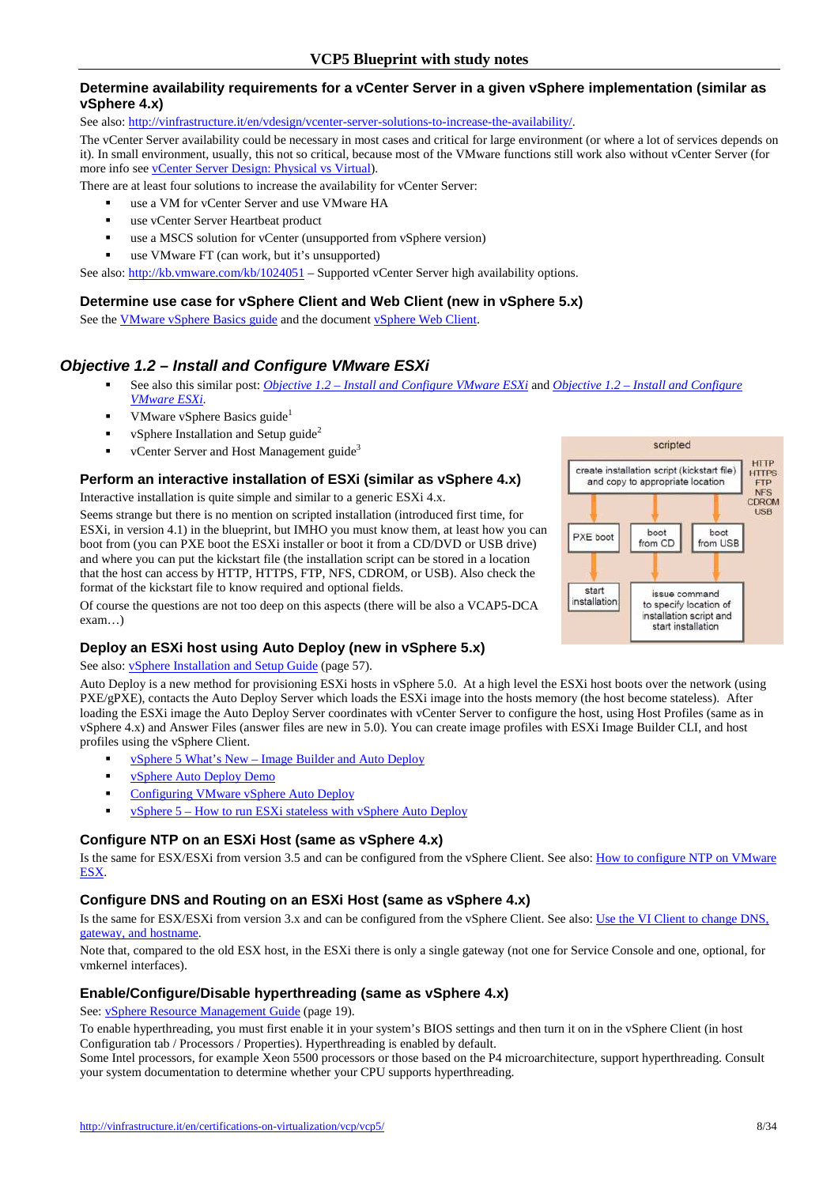### Determine availability requirements for a vCenter Server in a given vSphere implementation (similar as vSphere 4.x)

See also: http://vinfrastructure.it/en/vdesign/vcenter-server-solutions-to-increase-the-availability/.

The vCenter Server availability could be necessary in most cases and critical for large environment (or where a lot of services depends on it). In small environment, usually, this not so critical, because most of the VMware functions still work also without vCenter Server (for more info see vCenter Server Design: Physical vs Virtual).

There are at least four solutions to increase the availability for vCenter Server:

- use a VM for vCenter Server and use VMware HA
- use vCenter Server Heartbeat product
- use a MSCS solution for vCenter (unsupported from vSphere version)
- use VMware FT (can work, but it's unsupported)

See also: http://kb.vmware.com/kb/1024051 – Supported vCenter Server high availability options.

### Determine use case for vSphere Client and Web Client (new in vSphere 5.x)

See the VMware vSphere Basics guide and the document vSphere Web Client.

## Objective 1.2 – Install and Configure VMware ESXi

- See also this similar post: *Objective 1.2 – Install and Configure VMware ESXi* and *Objective 1.2 – Install and Configure VMware ESXi*.
- VMware vSphere Basics guide[1]
- vSphere Installation and Setup guide[2]
- vCenter Server and Host Management guide[3]

### Perform an interactive installation of ESXi (similar as vSphere 4.x)

Interactive installation is quite simple and similar to a generic ESXi 4.x.

Seems strange but there is no mention on scripted installation (introduced first time, for ESXi, in version 4.1) in the blueprint, but IMHO you must know them, at least how you can boot from (you can PXE boot the ESXi installer or boot it from a CD/DVD or USB drive) and where you can put the kickstart file (the installation script can be stored in a location that the host can access by HTTP, HTTPS, FTP, NFS, CDROM, or USB). Also check the format of the kickstart file to know required and optional fields.

Of course the questions are not too deep on this aspects (there will be also a VCAP5-DCA exam…)

scripted

create installation script (kickstart file) and copy to appropriate location — HTTP, HTTPS, FTP, NFS, CDROM, USB

PXE boot → start installation

boot from CD / boot from USB → issue command to specify location of installation script and start installation

### Deploy an ESXi host using Auto Deploy (new in vSphere 5.x)

See also: vSphere Installation and Setup Guide (page 57).

Auto Deploy is a new method for provisioning ESXi hosts in vSphere 5.0. At a high level the ESXi host boots over the network (using PXE/gPXE), contacts the Auto Deploy Server which loads the ESXi image into the hosts memory (the host become stateless). After loading the ESXi image the Auto Deploy Server coordinates with vCenter Server to configure the host, using Host Profiles (same as in vSphere 4.x) and Answer Files (answer files are new in 5.0). You can create image profiles with ESXi Image Builder CLI, and host profiles using the vSphere Client.

- vSphere 5 What's New – Image Builder and Auto Deploy
- vSphere Auto Deploy Demo
- Configuring VMware vSphere Auto Deploy
- vSphere 5 – How to run ESXi stateless with vSphere Auto Deploy

### Configure NTP on an ESXi Host (same as vSphere 4.x)

Is the same for ESX/ESXi from version 3.5 and can be configured from the vSphere Client. See also: How to configure NTP on VMware ESX.

### Configure DNS and Routing on an ESXi Host (same as vSphere 4.x)

Is the same for ESX/ESXi from version 3.x and can be configured from the vSphere Client. See also: Use the VI Client to change DNS, gateway, and hostname.

Note that, compared to the old ESX host, in the ESXi there is only a single gateway (not one for Service Console and one, optional, for vmkernel interfaces).

### Enable/Configure/Disable hyperthreading (same as vSphere 4.x)

See: vSphere Resource Management Guide (page 19).

To enable hyperthreading, you must first enable it in your system's BIOS settings and then turn it on in the vSphere Client (in host Configuration tab / Processors / Properties). Hyperthreading is enabled by default.

Some Intel processors, for example Xeon 5500 processors or those based on the P4 microarchitecture, support hyperthreading. Consult your system documentation to determine whether your CPU supports hyperthreading.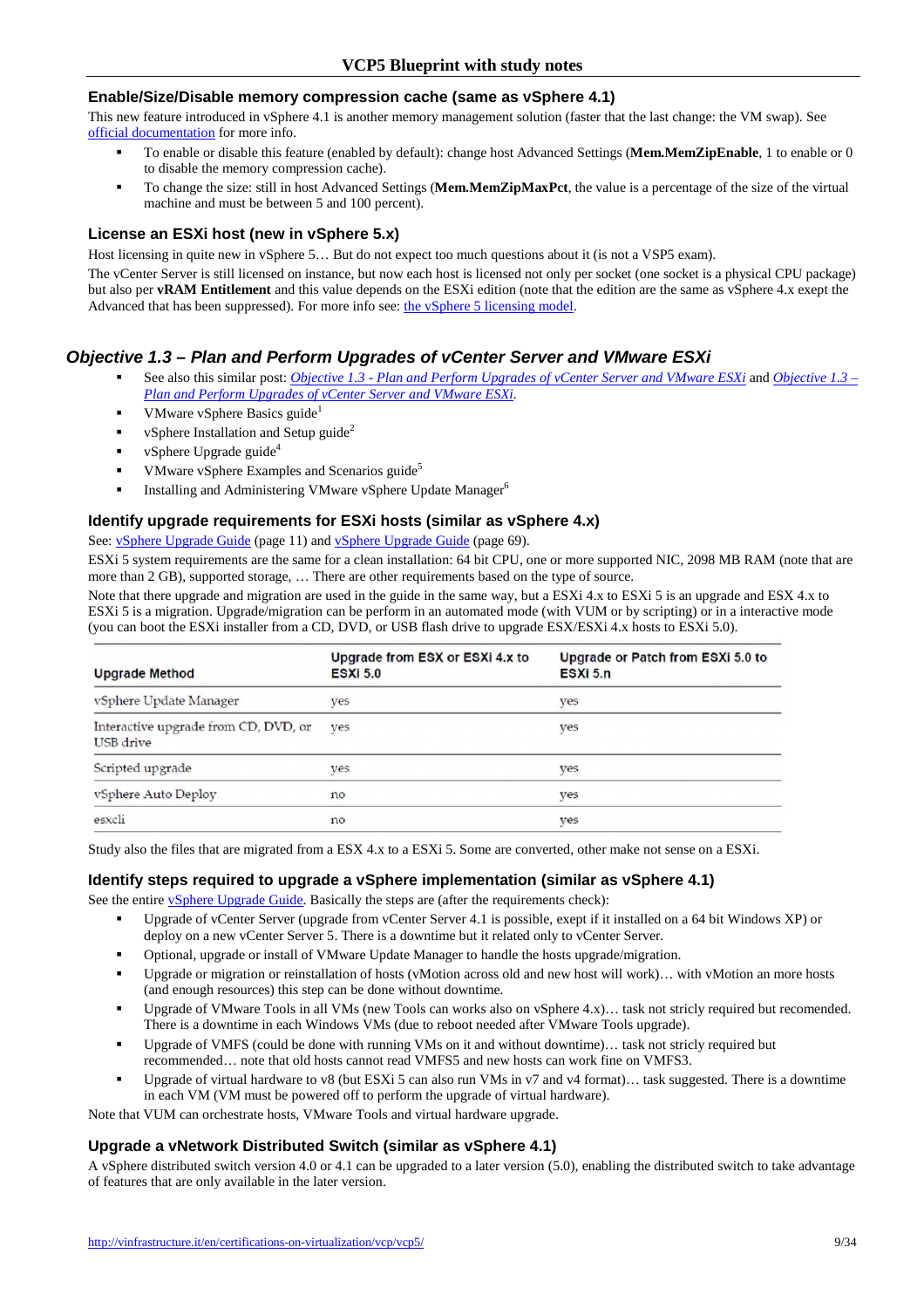### Enable/Size/Disable memory compression cache (same as vSphere 4.1)

This new feature introduced in vSphere 4.1 is another memory management solution (faster that the last change: the VM swap). See official documentation for more info.

- To enable or disable this feature (enabled by default): change host Advanced Settings (**Mem.MemZipEnable**, 1 to enable or 0 to disable the memory compression cache).
- To change the size: still in host Advanced Settings (**Mem.MemZipMaxPct**, the value is a percentage of the size of the virtual machine and must be between 5 and 100 percent).

### License an ESXi host (new in vSphere 5.x)

Host licensing in quite new in vSphere 5… But do not expect too much questions about it (is not a VSP5 exam).

The vCenter Server is still licensed on instance, but now each host is licensed not only per socket (one socket is a physical CPU package) but also per **vRAM Entitlement** and this value depends on the ESXi edition (note that the edition are the same as vSphere 4.x exept the Advanced that has been suppressed). For more info see: the vSphere 5 licensing model.

## Objective 1.3 – Plan and Perform Upgrades of vCenter Server and VMware ESXi

- See also this similar post: *Objective 1.3 - Plan and Perform Upgrades of vCenter Server and VMware ESXi* and *Objective 1.3 – Plan and Perform Upgrades of vCenter Server and VMware ESXi*.
- VMware vSphere Basics guide[1]
- vSphere Installation and Setup guide[2]
- vSphere Upgrade guide[4]
- VMware vSphere Examples and Scenarios guide[5]
- Installing and Administering VMware vSphere Update Manager[6]

### Identify upgrade requirements for ESXi hosts (similar as vSphere 4.x)

See: vSphere Upgrade Guide (page 11) and vSphere Upgrade Guide (page 69).

ESXi 5 system requirements are the same for a clean installation: 64 bit CPU, one or more supported NIC, 2098 MB RAM (note that are more than 2 GB), supported storage, … There are other requirements based on the type of source.

Note that there upgrade and migration are used in the guide in the same way, but a ESXi 4.x to ESXi 5 is an upgrade and ESX 4.x to ESXi 5 is a migration. Upgrade/migration can be perform in an automated mode (with VUM or by scripting) or in a interactive mode (you can boot the ESXi installer from a CD, DVD, or USB flash drive to upgrade ESX/ESXi 4.x hosts to ESXi 5.0).

| Upgrade Method | Upgrade from ESX or ESXi 4.x to ESXi 5.0 | Upgrade or Patch from ESXi 5.0 to ESXi 5.n |
|---|---|---|
| vSphere Update Manager | yes | yes |
| Interactive upgrade from CD, DVD, or USB drive | yes | yes |
| Scripted upgrade | yes | yes |
| vSphere Auto Deploy | no | yes |
| esxcli | no | yes |

Study also the files that are migrated from a ESX 4.x to a ESXi 5. Some are converted, other make not sense on a ESXi.

### Identify steps required to upgrade a vSphere implementation (similar as vSphere 4.1)

See the entire vSphere Upgrade Guide. Basically the steps are (after the requirements check):

- Upgrade of vCenter Server (upgrade from vCenter Server 4.1 is possible, exept if it installed on a 64 bit Windows XP) or deploy on a new vCenter Server 5. There is a downtime but it related only to vCenter Server.
- Optional, upgrade or install of VMware Update Manager to handle the hosts upgrade/migration.
- Upgrade or migration or reinstallation of hosts (vMotion across old and new host will work)… with vMotion an more hosts (and enough resources) this step can be done without downtime.
- Upgrade of VMware Tools in all VMs (new Tools can works also on vSphere 4.x)… task not stricly required but recomended. There is a downtime in each Windows VMs (due to reboot needed after VMware Tools upgrade).
- Upgrade of VMFS (could be done with running VMs on it and without downtime)… task not stricly required but recommended… note that old hosts cannot read VMFS5 and new hosts can work fine on VMFS3.
- Upgrade of virtual hardware to v8 (but ESXi 5 can also run VMs in v7 and v4 format)… task suggested. There is a downtime in each VM (VM must be powered off to perform the upgrade of virtual hardware).

Note that VUM can orchestrate hosts, VMware Tools and virtual hardware upgrade.

### Upgrade a vNetwork Distributed Switch (similar as vSphere 4.1)

A vSphere distributed switch version 4.0 or 4.1 can be upgraded to a later version (5.0), enabling the distributed switch to take advantage of features that are only available in the later version.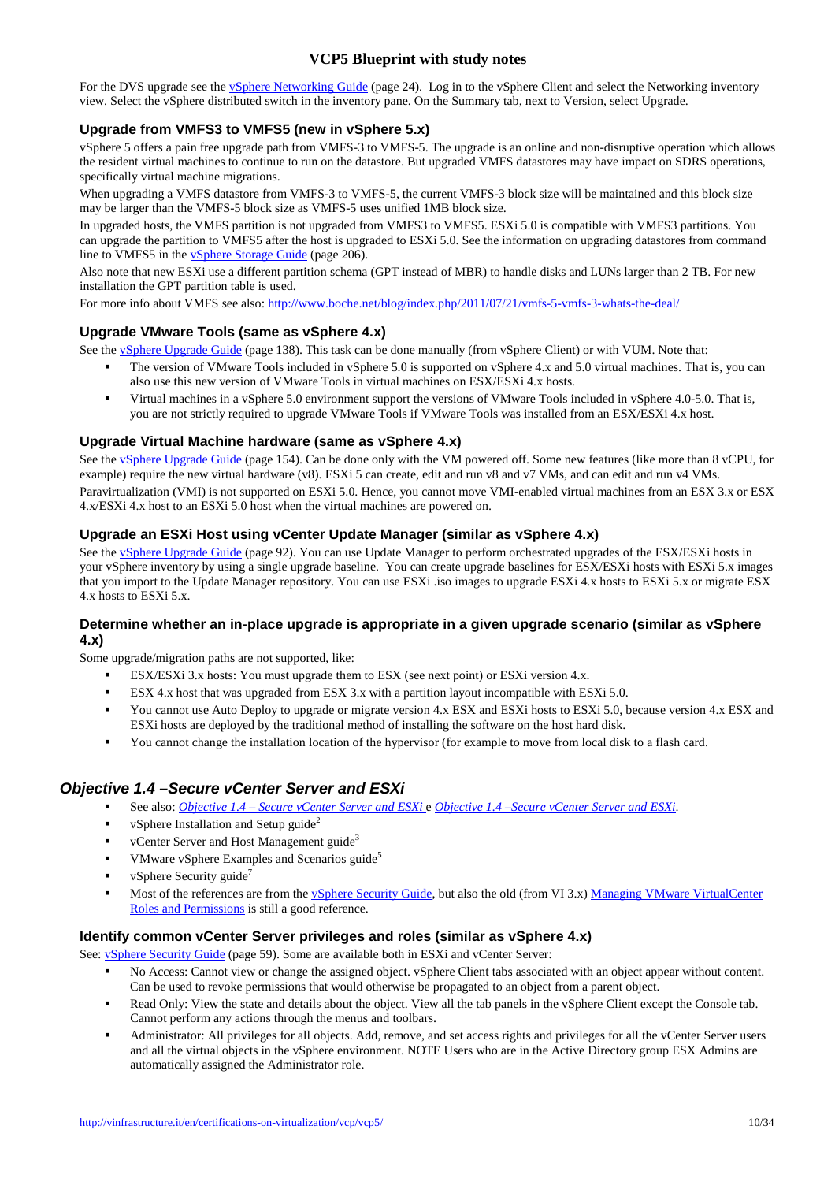For the DVS upgrade see the vSphere Networking Guide (page 24). Log in to the vSphere Client and select the Networking inventory view. Select the vSphere distributed switch in the inventory pane. On the Summary tab, next to Version, select Upgrade.

### Upgrade from VMFS3 to VMFS5 (new in vSphere 5.x)

vSphere 5 offers a pain free upgrade path from VMFS-3 to VMFS-5. The upgrade is an online and non-disruptive operation which allows the resident virtual machines to continue to run on the datastore. But upgraded VMFS datastores may have impact on SDRS operations, specifically virtual machine migrations.

When upgrading a VMFS datastore from VMFS-3 to VMFS-5, the current VMFS-3 block size will be maintained and this block size may be larger than the VMFS-5 block size as VMFS-5 uses unified 1MB block size.

In upgraded hosts, the VMFS partition is not upgraded from VMFS3 to VMFS5. ESXi 5.0 is compatible with VMFS3 partitions. You can upgrade the partition to VMFS5 after the host is upgraded to ESXi 5.0. See the information on upgrading datastores from command line to VMFS5 in the vSphere Storage Guide (page 206).

Also note that new ESXi use a different partition schema (GPT instead of MBR) to handle disks and LUNs larger than 2 TB. For new installation the GPT partition table is used.

For more info about VMFS see also: http://www.boche.net/blog/index.php/2011/07/21/vmfs-5-vmfs-3-whats-the-deal/

### Upgrade VMware Tools (same as vSphere 4.x)

See the vSphere Upgrade Guide (page 138). This task can be done manually (from vSphere Client) or with VUM. Note that:

- The version of VMware Tools included in vSphere 5.0 is supported on vSphere 4.x and 5.0 virtual machines. That is, you can also use this new version of VMware Tools in virtual machines on ESX/ESXi 4.x hosts.
- Virtual machines in a vSphere 5.0 environment support the versions of VMware Tools included in vSphere 4.0-5.0. That is, you are not strictly required to upgrade VMware Tools if VMware Tools was installed from an ESX/ESXi 4.x host.

### Upgrade Virtual Machine hardware (same as vSphere 4.x)

See the vSphere Upgrade Guide (page 154). Can be done only with the VM powered off. Some new features (like more than 8 vCPU, for example) require the new virtual hardware (v8). ESXi 5 can create, edit and run v8 and v7 VMs, and can edit and run v4 VMs.

Paravirtualization (VMI) is not supported on ESXi 5.0. Hence, you cannot move VMI-enabled virtual machines from an ESX 3.x or ESX 4.x/ESXi 4.x host to an ESXi 5.0 host when the virtual machines are powered on.

### Upgrade an ESXi Host using vCenter Update Manager (similar as vSphere 4.x)

See the vSphere Upgrade Guide (page 92). You can use Update Manager to perform orchestrated upgrades of the ESX/ESXi hosts in your vSphere inventory by using a single upgrade baseline. You can create upgrade baselines for ESX/ESXi hosts with ESXi 5.x images that you import to the Update Manager repository. You can use ESXi .iso images to upgrade ESXi 4.x hosts to ESXi 5.x or migrate ESX 4.x hosts to ESXi 5.x.

### Determine whether an in-place upgrade is appropriate in a given upgrade scenario (similar as vSphere 4.x)

Some upgrade/migration paths are not supported, like:

- ESX/ESXi 3.x hosts: You must upgrade them to ESX (see next point) or ESXi version 4.x.
- ESX 4.x host that was upgraded from ESX 3.x with a partition layout incompatible with ESXi 5.0.
- You cannot use Auto Deploy to upgrade or migrate version 4.x ESX and ESXi hosts to ESXi 5.0, because version 4.x ESX and ESXi hosts are deployed by the traditional method of installing the software on the host hard disk.
- You cannot change the installation location of the hypervisor (for example to move from local disk to a flash card.

## *Objective 1.4 –Secure vCenter Server and ESXi*

- See also: *Objective 1.4 – Secure vCenter Server and ESXi* e *Objective 1.4 –Secure vCenter Server and ESXi*.
- vSphere Installation and Setup guide[2]
- vCenter Server and Host Management guide[3]
- VMware vSphere Examples and Scenarios guide[5]
- vSphere Security guide[7]
- Most of the references are from the vSphere Security Guide, but also the old (from VI 3.x) Managing VMware VirtualCenter Roles and Permissions is still a good reference.

### Identify common vCenter Server privileges and roles (similar as vSphere 4.x)

See: vSphere Security Guide (page 59). Some are available both in ESXi and vCenter Server:

- No Access: Cannot view or change the assigned object. vSphere Client tabs associated with an object appear without content. Can be used to revoke permissions that would otherwise be propagated to an object from a parent object.
- Read Only: View the state and details about the object. View all the tab panels in the vSphere Client except the Console tab. Cannot perform any actions through the menus and toolbars.
- Administrator: All privileges for all objects. Add, remove, and set access rights and privileges for all the vCenter Server users and all the virtual objects in the vSphere environment. NOTE Users who are in the Active Directory group ESX Admins are automatically assigned the Administrator role.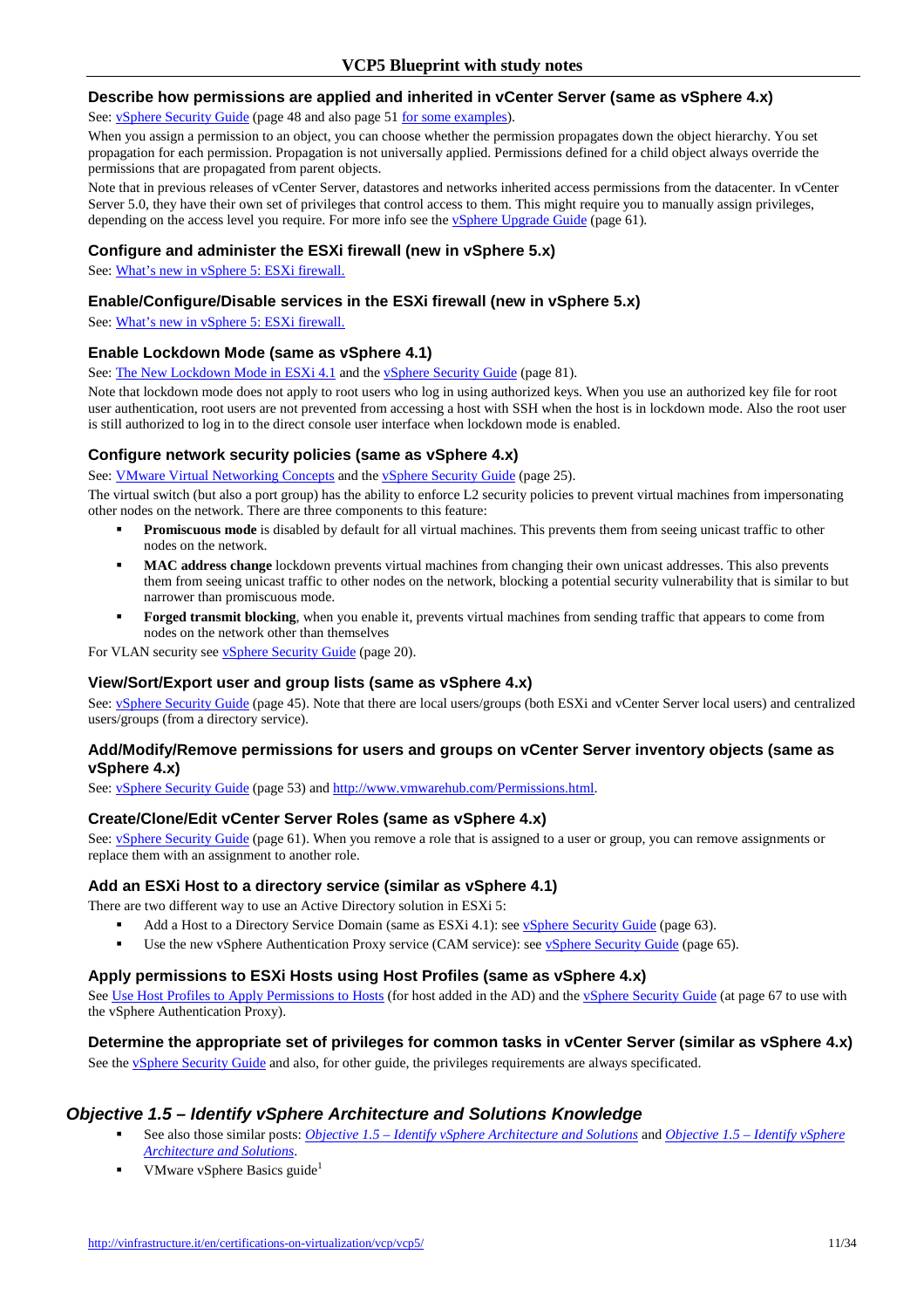### Describe how permissions are applied and inherited in vCenter Server (same as vSphere 4.x)

See: vSphere Security Guide (page 48 and also page 51 for some examples).

When you assign a permission to an object, you can choose whether the permission propagates down the object hierarchy. You set propagation for each permission. Propagation is not universally applied. Permissions defined for a child object always override the permissions that are propagated from parent objects.

Note that in previous releases of vCenter Server, datastores and networks inherited access permissions from the datacenter. In vCenter Server 5.0, they have their own set of privileges that control access to them. This might require you to manually assign privileges, depending on the access level you require. For more info see the vSphere Upgrade Guide (page 61).

### Configure and administer the ESXi firewall (new in vSphere 5.x)

See: What's new in vSphere 5: ESXi firewall.

### Enable/Configure/Disable services in the ESXi firewall (new in vSphere 5.x)

See: What's new in vSphere 5: ESXi firewall.

### Enable Lockdown Mode (same as vSphere 4.1)

See: The New Lockdown Mode in ESXi 4.1 and the vSphere Security Guide (page 81).

Note that lockdown mode does not apply to root users who log in using authorized keys. When you use an authorized key file for root user authentication, root users are not prevented from accessing a host with SSH when the host is in lockdown mode. Also the root user is still authorized to log in to the direct console user interface when lockdown mode is enabled.

### Configure network security policies (same as vSphere 4.x)

See: VMware Virtual Networking Concepts and the vSphere Security Guide (page 25).

The virtual switch (but also a port group) has the ability to enforce L2 security policies to prevent virtual machines from impersonating other nodes on the network. There are three components to this feature:

- **Promiscuous mode** is disabled by default for all virtual machines. This prevents them from seeing unicast traffic to other nodes on the network.
- **MAC address change** lockdown prevents virtual machines from changing their own unicast addresses. This also prevents them from seeing unicast traffic to other nodes on the network, blocking a potential security vulnerability that is similar to but narrower than promiscuous mode.
- **Forged transmit blocking**, when you enable it, prevents virtual machines from sending traffic that appears to come from nodes on the network other than themselves

For VLAN security see vSphere Security Guide (page 20).

### View/Sort/Export user and group lists (same as vSphere 4.x)

See: vSphere Security Guide (page 45). Note that there are local users/groups (both ESXi and vCenter Server local users) and centralized users/groups (from a directory service).

### Add/Modify/Remove permissions for users and groups on vCenter Server inventory objects (same as vSphere 4.x)

See: vSphere Security Guide (page 53) and http://www.vmwarehub.com/Permissions.html.

### Create/Clone/Edit vCenter Server Roles (same as vSphere 4.x)

See: vSphere Security Guide (page 61). When you remove a role that is assigned to a user or group, you can remove assignments or replace them with an assignment to another role.

### Add an ESXi Host to a directory service (similar as vSphere 4.1)

There are two different way to use an Active Directory solution in ESXi 5:

- Add a Host to a Directory Service Domain (same as ESXi 4.1): see vSphere Security Guide (page 63).
- Use the new vSphere Authentication Proxy service (CAM service): see vSphere Security Guide (page 65).

### Apply permissions to ESXi Hosts using Host Profiles (same as vSphere 4.x)

See Use Host Profiles to Apply Permissions to Hosts (for host added in the AD) and the vSphere Security Guide (at page 67 to use with the vSphere Authentication Proxy).

### Determine the appropriate set of privileges for common tasks in vCenter Server (similar as vSphere 4.x)

See the vSphere Security Guide and also, for other guide, the privileges requirements are always specificated.

## *Objective 1.5 – Identify vSphere Architecture and Solutions Knowledge*

- See also those similar posts: *Objective 1.5 – Identify vSphere Architecture and Solutions* and *Objective 1.5 – Identify vSphere Architecture and Solutions*.
- VMware vSphere Basics guide[1]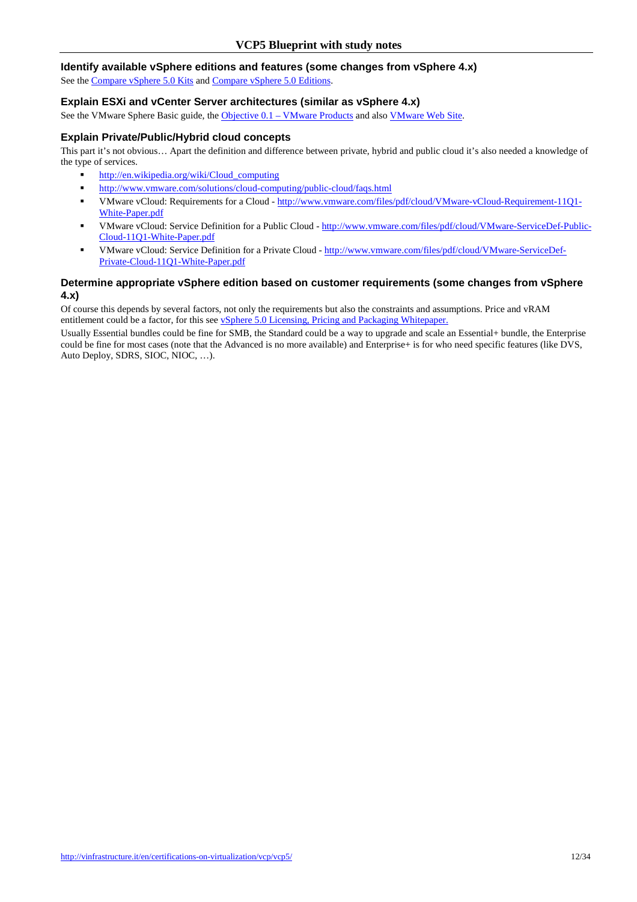### Identify available vSphere editions and features (some changes from vSphere 4.x)

See the [Compare vSphere 5.0 Kits] and [Compare vSphere 5.0 Editions].

### Explain ESXi and vCenter Server architectures (similar as vSphere 4.x)

See the VMware Sphere Basic guide, the [Objective 0.1 – VMware Products] and also [VMware Web Site].

### Explain Private/Public/Hybrid cloud concepts

This part it's not obvious… Apart the definition and difference between private, hybrid and public cloud it's also needed a knowledge of the type of services.

- http://en.wikipedia.org/wiki/Cloud_computing
- http://www.vmware.com/solutions/cloud-computing/public-cloud/faqs.html
- VMware vCloud: Requirements for a Cloud - http://www.vmware.com/files/pdf/cloud/VMware-vCloud-Requirement-11Q1-White-Paper.pdf
- VMware vCloud: Service Definition for a Public Cloud - http://www.vmware.com/files/pdf/cloud/VMware-ServiceDef-Public-Cloud-11Q1-White-Paper.pdf
- VMware vCloud: Service Definition for a Private Cloud - http://www.vmware.com/files/pdf/cloud/VMware-ServiceDef-Private-Cloud-11Q1-White-Paper.pdf

### Determine appropriate vSphere edition based on customer requirements (some changes from vSphere 4.x)

Of course this depends by several factors, not only the requirements but also the constraints and assumptions. Price and vRAM entitlement could be a factor, for this see [vSphere 5.0 Licensing, Pricing and Packaging Whitepaper.]

Usually Essential bundles could be fine for SMB, the Standard could be a way to upgrade and scale an Essential+ bundle, the Enterprise could be fine for most cases (note that the Advanced is no more available) and Enterprise+ is for who need specific features (like DVS, Auto Deploy, SDRS, SIOC, NIOC, …).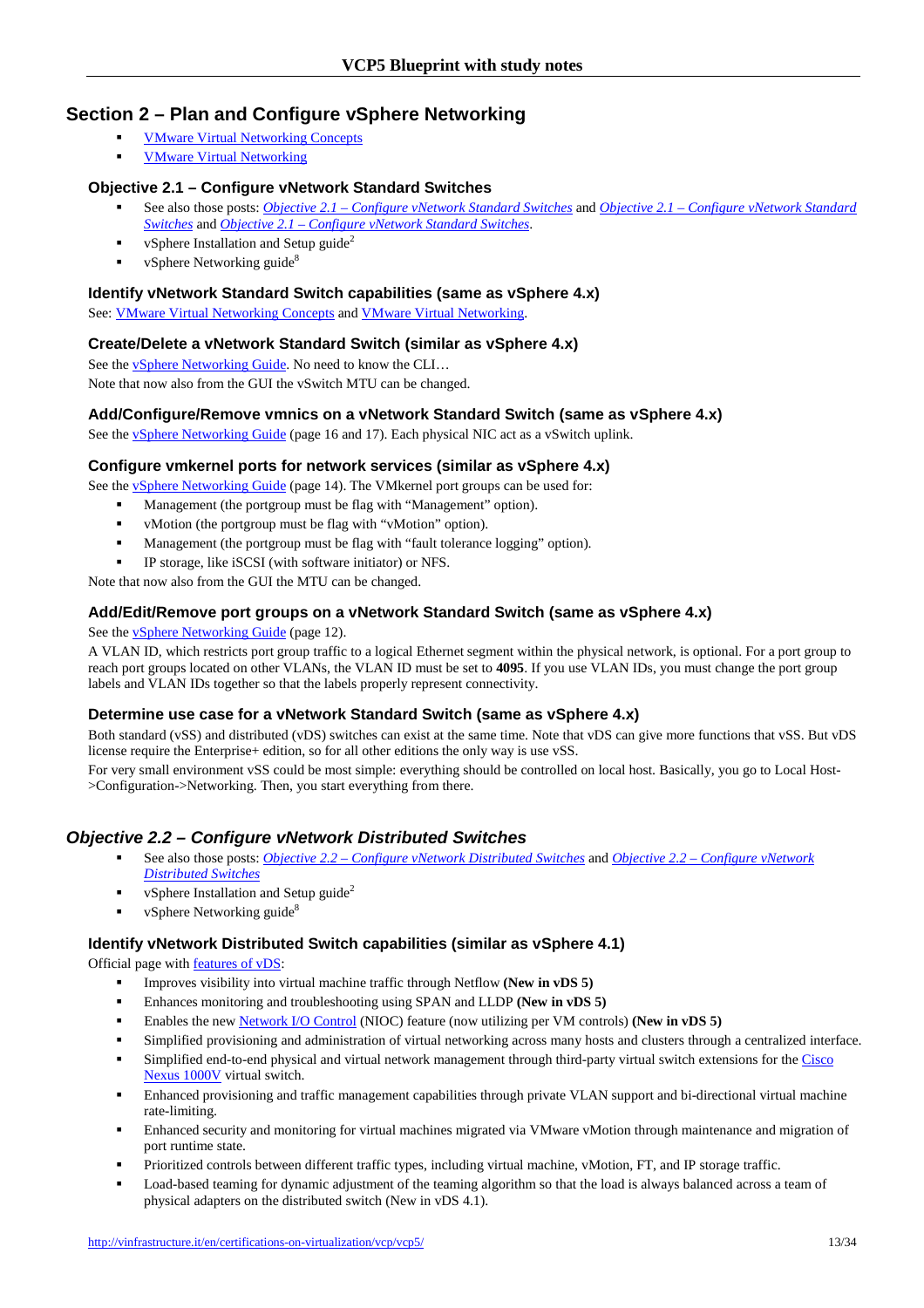## Section 2 – Plan and Configure vSphere Networking

- VMware Virtual Networking Concepts
- VMware Virtual Networking

### Objective 2.1 – Configure vNetwork Standard Switches

- See also those posts: *Objective 2.1 – Configure vNetwork Standard Switches* and *Objective 2.1 – Configure vNetwork Standard Switches* and *Objective 2.1 – Configure vNetwork Standard Switches*.
- vSphere Installation and Setup guide[2]
- vSphere Networking guide[8]

#### Identify vNetwork Standard Switch capabilities (same as vSphere 4.x)

See: VMware Virtual Networking Concepts and VMware Virtual Networking.

#### Create/Delete a vNetwork Standard Switch (similar as vSphere 4.x)

See the vSphere Networking Guide. No need to know the CLI…
Note that now also from the GUI the vSwitch MTU can be changed.

#### Add/Configure/Remove vmnics on a vNetwork Standard Switch (same as vSphere 4.x)

See the vSphere Networking Guide (page 16 and 17). Each physical NIC act as a vSwitch uplink.

#### Configure vmkernel ports for network services (similar as vSphere 4.x)

See the vSphere Networking Guide (page 14). The VMkernel port groups can be used for:

- Management (the portgroup must be flag with "Management" option).
- vMotion (the portgroup must be flag with "vMotion" option).
- Management (the portgroup must be flag with "fault tolerance logging" option).
- IP storage, like iSCSI (with software initiator) or NFS.

Note that now also from the GUI the MTU can be changed.

#### Add/Edit/Remove port groups on a vNetwork Standard Switch (same as vSphere 4.x)

See the vSphere Networking Guide (page 12).

A VLAN ID, which restricts port group traffic to a logical Ethernet segment within the physical network, is optional. For a port group to reach port groups located on other VLANs, the VLAN ID must be set to **4095**. If you use VLAN IDs, you must change the port group labels and VLAN IDs together so that the labels properly represent connectivity.

#### Determine use case for a vNetwork Standard Switch (same as vSphere 4.x)

Both standard (vSS) and distributed (vDS) switches can exist at the same time. Note that vDS can give more functions that vSS. But vDS license require the Enterprise+ edition, so for all other editions the only way is use vSS.

For very small environment vSS could be most simple: everything should be controlled on local host. Basically, you go to Local Host->Configuration->Networking. Then, you start everything from there.

### *Objective 2.2 – Configure vNetwork Distributed Switches*

- See also those posts: *Objective 2.2 – Configure vNetwork Distributed Switches* and *Objective 2.2 – Configure vNetwork Distributed Switches*
- vSphere Installation and Setup guide[2]
- vSphere Networking guide[8]

#### Identify vNetwork Distributed Switch capabilities (similar as vSphere 4.1)

Official page with features of vDS:

- Improves visibility into virtual machine traffic through Netflow **(New in vDS 5)**
- Enhances monitoring and troubleshooting using SPAN and LLDP **(New in vDS 5)**
- Enables the new Network I/O Control (NIOC) feature (now utilizing per VM controls) **(New in vDS 5)**
- Simplified provisioning and administration of virtual networking across many hosts and clusters through a centralized interface.
- Simplified end-to-end physical and virtual network management through third-party virtual switch extensions for the Cisco Nexus 1000V virtual switch.
- Enhanced provisioning and traffic management capabilities through private VLAN support and bi-directional virtual machine rate-limiting.
- Enhanced security and monitoring for virtual machines migrated via VMware vMotion through maintenance and migration of port runtime state.
- Prioritized controls between different traffic types, including virtual machine, vMotion, FT, and IP storage traffic.
- Load-based teaming for dynamic adjustment of the teaming algorithm so that the load is always balanced across a team of physical adapters on the distributed switch (New in vDS 4.1).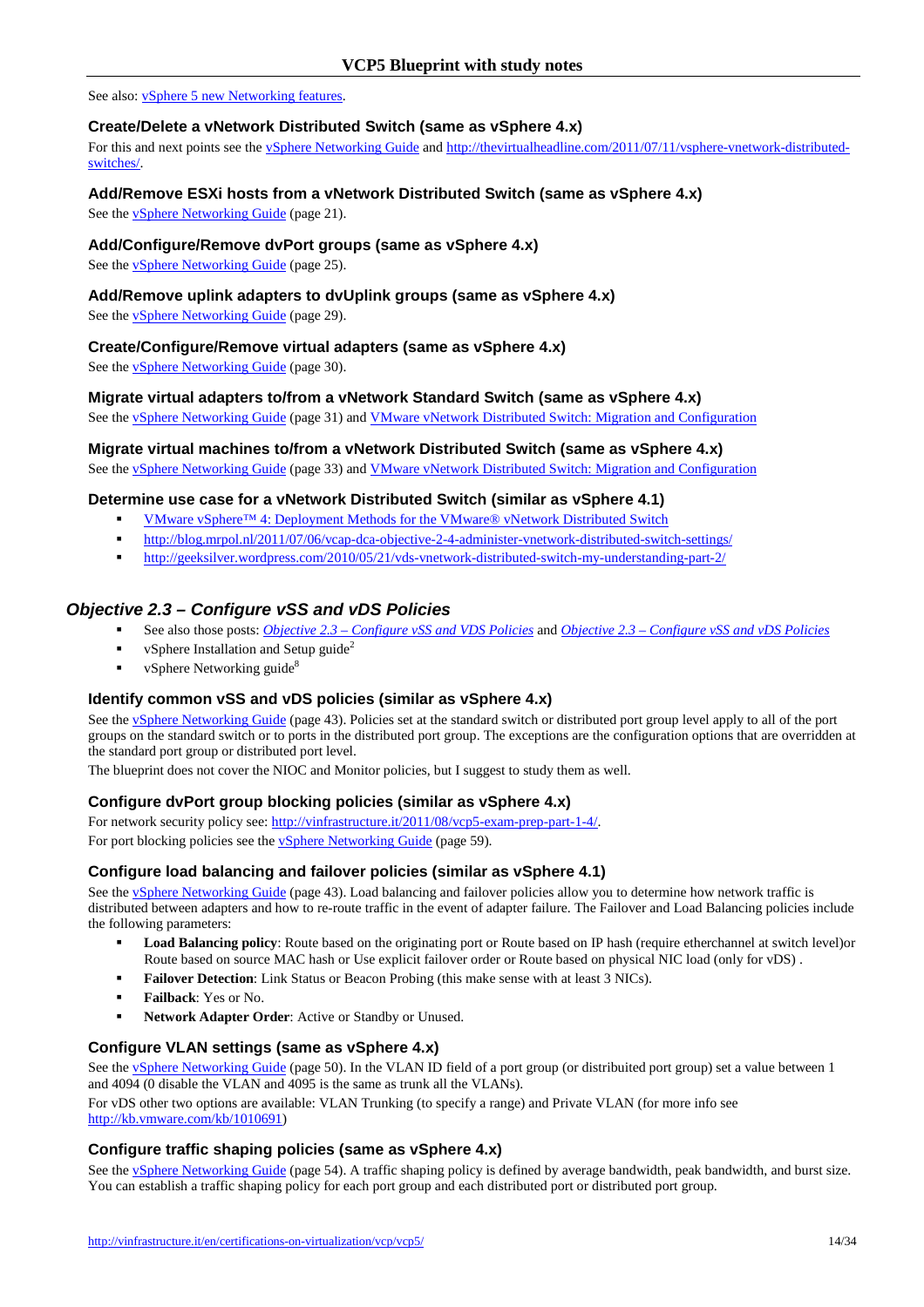See also: vSphere 5 new Networking features.

### Create/Delete a vNetwork Distributed Switch (same as vSphere 4.x)

For this and next points see the vSphere Networking Guide and http://thevirtualheadline.com/2011/07/11/vsphere-vnetwork-distributed-switches/.

### Add/Remove ESXi hosts from a vNetwork Distributed Switch (same as vSphere 4.x)

See the vSphere Networking Guide (page 21).

### Add/Configure/Remove dvPort groups (same as vSphere 4.x)

See the vSphere Networking Guide (page 25).

### Add/Remove uplink adapters to dvUplink groups (same as vSphere 4.x)

See the vSphere Networking Guide (page 29).

### Create/Configure/Remove virtual adapters (same as vSphere 4.x)

See the vSphere Networking Guide (page 30).

### Migrate virtual adapters to/from a vNetwork Standard Switch (same as vSphere 4.x)

See the vSphere Networking Guide (page 31) and VMware vNetwork Distributed Switch: Migration and Configuration

### Migrate virtual machines to/from a vNetwork Distributed Switch (same as vSphere 4.x)

See the vSphere Networking Guide (page 33) and VMware vNetwork Distributed Switch: Migration and Configuration

### Determine use case for a vNetwork Distributed Switch (similar as vSphere 4.1)

- VMware vSphere™ 4: Deployment Methods for the VMware® vNetwork Distributed Switch
- http://blog.mrpol.nl/2011/07/06/vcap-dca-objective-2-4-administer-vnetwork-distributed-switch-settings/
- http://geeksilver.wordpress.com/2010/05/21/vds-vnetwork-distributed-switch-my-understanding-part-2/

## *Objective 2.3 – Configure vSS and vDS Policies*

- See also those posts: *Objective 2.3 – Configure vSS and VDS Policies* and *Objective 2.3 – Configure vSS and vDS Policies*
- vSphere Installation and Setup guide[2]
- vSphere Networking guide[8]

### Identify common vSS and vDS policies (similar as vSphere 4.x)

See the vSphere Networking Guide (page 43). Policies set at the standard switch or distributed port group level apply to all of the port groups on the standard switch or to ports in the distributed port group. The exceptions are the configuration options that are overridden at the standard port group or distributed port level.

The blueprint does not cover the NIOC and Monitor policies, but I suggest to study them as well.

### Configure dvPort group blocking policies (similar as vSphere 4.x)

For network security policy see: http://vinfrastructure.it/2011/08/vcp5-exam-prep-part-1-4/.

For port blocking policies see the vSphere Networking Guide (page 59).

### Configure load balancing and failover policies (similar as vSphere 4.1)

See the vSphere Networking Guide (page 43). Load balancing and failover policies allow you to determine how network traffic is distributed between adapters and how to re-route traffic in the event of adapter failure. The Failover and Load Balancing policies include the following parameters:

- **Load Balancing policy**: Route based on the originating port or Route based on IP hash (require etherchannel at switch level)or Route based on source MAC hash or Use explicit failover order or Route based on physical NIC load (only for vDS) .
- **Failover Detection**: Link Status or Beacon Probing (this make sense with at least 3 NICs).
- **Failback**: Yes or No.
- **Network Adapter Order**: Active or Standby or Unused.

### Configure VLAN settings (same as vSphere 4.x)

See the vSphere Networking Guide (page 50). In the VLAN ID field of a port group (or distribuited port group) set a value between 1 and 4094 (0 disable the VLAN and 4095 is the same as trunk all the VLANs).

For vDS other two options are available: VLAN Trunking (to specify a range) and Private VLAN (for more info see http://kb.vmware.com/kb/1010691)

### Configure traffic shaping policies (same as vSphere 4.x)

See the vSphere Networking Guide (page 54). A traffic shaping policy is defined by average bandwidth, peak bandwidth, and burst size. You can establish a traffic shaping policy for each port group and each distributed port or distributed port group.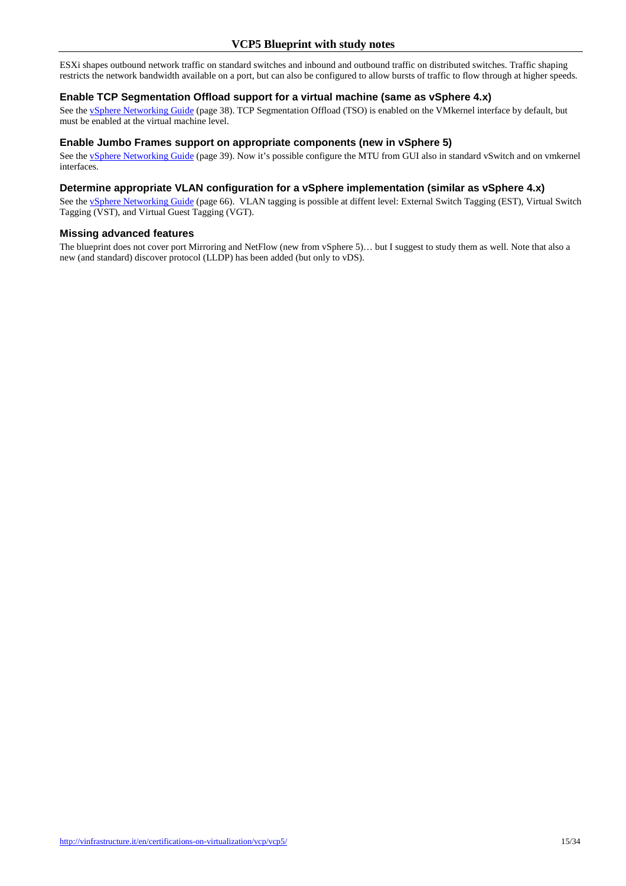ESXi shapes outbound network traffic on standard switches and inbound and outbound traffic on distributed switches. Traffic shaping restricts the network bandwidth available on a port, but can also be configured to allow bursts of traffic to flow through at higher speeds.

### Enable TCP Segmentation Offload support for a virtual machine (same as vSphere 4.x)

See the [vSphere Networking Guide](#) (page 38). TCP Segmentation Offload (TSO) is enabled on the VMkernel interface by default, but must be enabled at the virtual machine level.

### Enable Jumbo Frames support on appropriate components (new in vSphere 5)

See the [vSphere Networking Guide](#) (page 39). Now it's possible configure the MTU from GUI also in standard vSwitch and on vmkernel interfaces.

### Determine appropriate VLAN configuration for a vSphere implementation (similar as vSphere 4.x)

See the [vSphere Networking Guide](#) (page 66). VLAN tagging is possible at diffent level: External Switch Tagging (EST), Virtual Switch Tagging (VST), and Virtual Guest Tagging (VGT).

### Missing advanced features

The blueprint does not cover port Mirroring and NetFlow (new from vSphere 5)… but I suggest to study them as well. Note that also a new (and standard) discover protocol (LLDP) has been added (but only to vDS).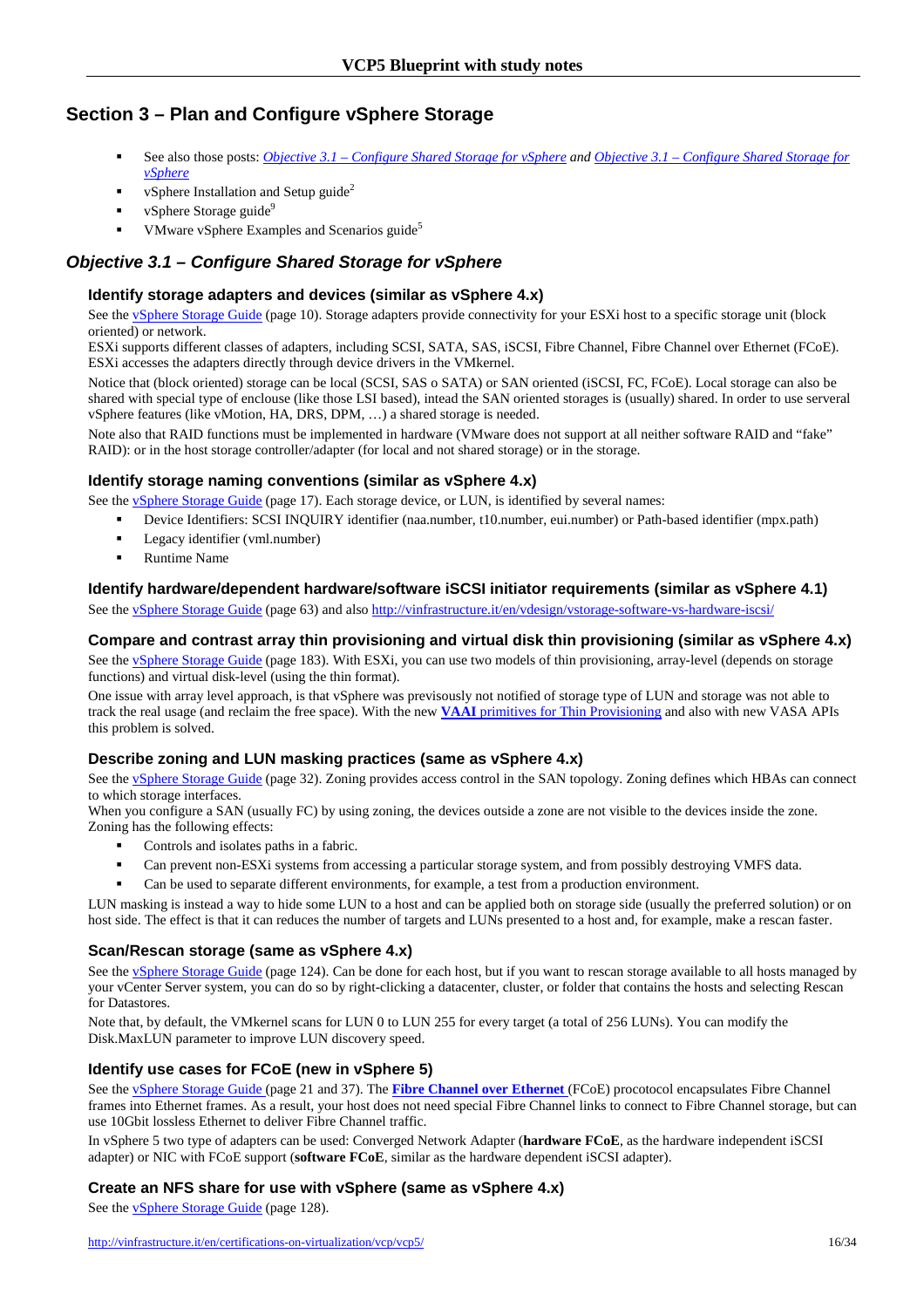# Section 3 – Plan and Configure vSphere Storage

- See also those posts: *Objective 3.1 – Configure Shared Storage for vSphere* and *Objective 3.1 – Configure Shared Storage for vSphere*
- vSphere Installation and Setup guide[2]
- vSphere Storage guide[9]
- VMware vSphere Examples and Scenarios guide[5]

## *Objective 3.1 – Configure Shared Storage for vSphere*

### Identify storage adapters and devices (similar as vSphere 4.x)

See the vSphere Storage Guide (page 10). Storage adapters provide connectivity for your ESXi host to a specific storage unit (block oriented) or network.
ESXi supports different classes of adapters, including SCSI, SATA, SAS, iSCSI, Fibre Channel, Fibre Channel over Ethernet (FCoE). ESXi accesses the adapters directly through device drivers in the VMkernel.

Notice that (block oriented) storage can be local (SCSI, SAS o SATA) or SAN oriented (iSCSI, FC, FCoE). Local storage can also be shared with special type of enclosure (like those LSI based), intead the SAN oriented storages is (usually) shared. In order to use serveral vSphere features (like vMotion, HA, DRS, DPM, …) a shared storage is needed.

Note also that RAID functions must be implemented in hardware (VMware does not support at all neither software RAID and "fake" RAID): or in the host storage controller/adapter (for local and not shared storage) or in the storage.

### Identify storage naming conventions (similar as vSphere 4.x)

See the vSphere Storage Guide (page 17). Each storage device, or LUN, is identified by several names:

- Device Identifiers: SCSI INQUIRY identifier (naa.number, t10.number, eui.number) or Path-based identifier (mpx.path)
- Legacy identifier (vml.number)
- Runtime Name

### Identify hardware/dependent hardware/software iSCSI initiator requirements (similar as vSphere 4.1)

See the vSphere Storage Guide (page 63) and also http://vinfrastructure.it/en/vdesign/vstorage-software-vs-hardware-iscsi/

### Compare and contrast array thin provisioning and virtual disk thin provisioning (similar as vSphere 4.x)

See the vSphere Storage Guide (page 183). With ESXi, you can use two models of thin provisioning, array-level (depends on storage functions) and virtual disk-level (using the thin format).

One issue with array level approach, is that vSphere was previsously not notified of storage type of LUN and storage was not able to track the real usage (and reclaim the free space). With the new **VAAI** primitives for Thin Provisioning and also with new VASA APIs this problem is solved.

### Describe zoning and LUN masking practices (same as vSphere 4.x)

See the vSphere Storage Guide (page 32). Zoning provides access control in the SAN topology. Zoning defines which HBAs can connect to which storage interfaces.
When you configure a SAN (usually FC) by using zoning, the devices outside a zone are not visible to the devices inside the zone. Zoning has the following effects:

- Controls and isolates paths in a fabric.
- Can prevent non-ESXi systems from accessing a particular storage system, and from possibly destroying VMFS data.
- Can be used to separate different environments, for example, a test from a production environment.

LUN masking is instead a way to hide some LUN to a host and can be applied both on storage side (usually the preferred solution) or on host side. The effect is that it can reduces the number of targets and LUNs presented to a host and, for example, make a rescan faster.

### Scan/Rescan storage (same as vSphere 4.x)

See the vSphere Storage Guide (page 124). Can be done for each host, but if you want to rescan storage available to all hosts managed by your vCenter Server system, you can do so by right-clicking a datacenter, cluster, or folder that contains the hosts and selecting Rescan for Datastores.

Note that, by default, the VMkernel scans for LUN 0 to LUN 255 for every target (a total of 256 LUNs). You can modify the Disk.MaxLUN parameter to improve LUN discovery speed.

### Identify use cases for FCoE (new in vSphere 5)

See the vSphere Storage Guide (page 21 and 37). The **Fibre Channel over Ethernet** (FCoE) procotocol encapsulates Fibre Channel frames into Ethernet frames. As a result, your host does not need special Fibre Channel links to connect to Fibre Channel storage, but can use 10Gbit lossless Ethernet to deliver Fibre Channel traffic.

In vSphere 5 two type of adapters can be used: Converged Network Adapter (**hardware FCoE**, as the hardware independent iSCSI adapter) or NIC with FCoE support (**software FCoE**, similar as the hardware dependent iSCSI adapter).

### Create an NFS share for use with vSphere (same as vSphere 4.x)

See the vSphere Storage Guide (page 128).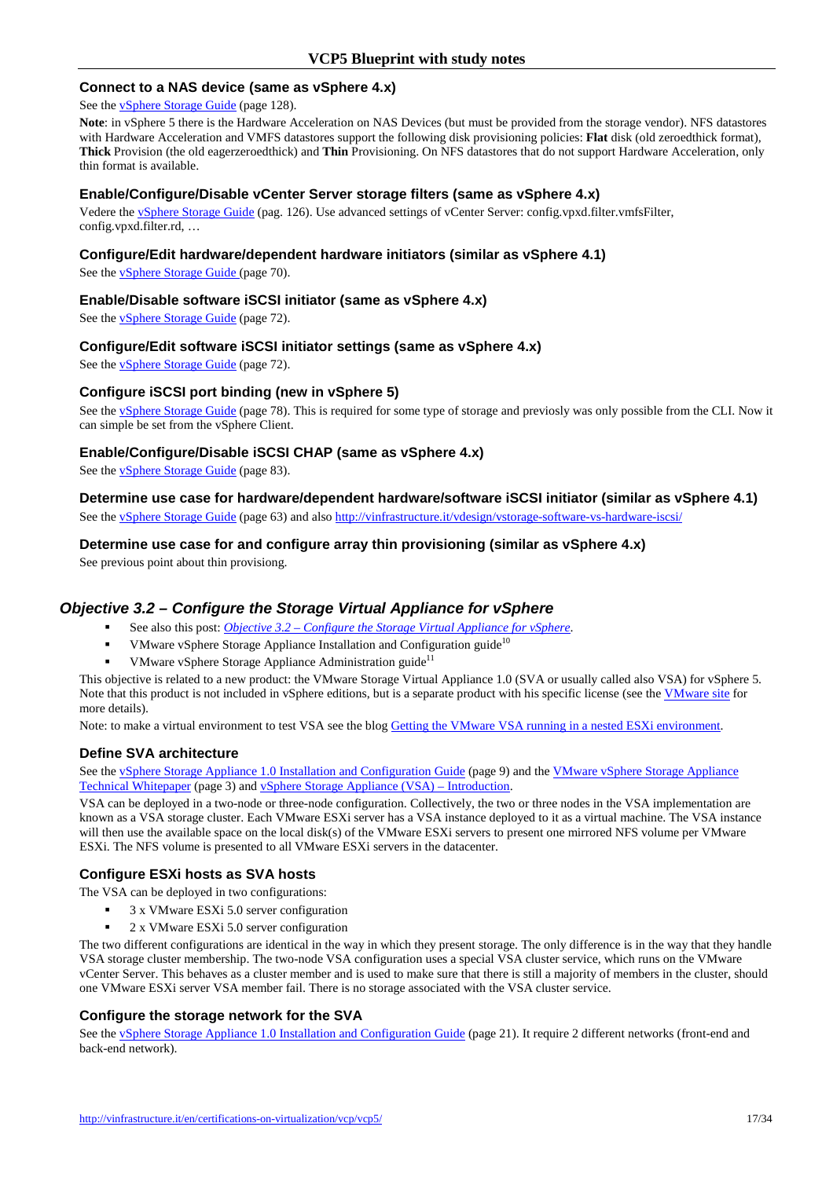### Connect to a NAS device (same as vSphere 4.x)

See the vSphere Storage Guide (page 128).

**Note**: in vSphere 5 there is the Hardware Acceleration on NAS Devices (but must be provided from the storage vendor). NFS datastores with Hardware Acceleration and VMFS datastores support the following disk provisioning policies: **Flat** disk (old zeroedthick format), **Thick** Provision (the old eagerzeroedthick) and **Thin** Provisioning. On NFS datastores that do not support Hardware Acceleration, only thin format is available.

### Enable/Configure/Disable vCenter Server storage filters (same as vSphere 4.x)

Vedere the vSphere Storage Guide (pag. 126). Use advanced settings of vCenter Server: config.vpxd.filter.vmfsFilter, config.vpxd.filter.rd, …

### Configure/Edit hardware/dependent hardware initiators (similar as vSphere 4.1)

See the vSphere Storage Guide (page 70).

### Enable/Disable software iSCSI initiator (same as vSphere 4.x)

See the vSphere Storage Guide (page 72).

### Configure/Edit software iSCSI initiator settings (same as vSphere 4.x)

See the vSphere Storage Guide (page 72).

### Configure iSCSI port binding (new in vSphere 5)

See the vSphere Storage Guide (page 78). This is required for some type of storage and previosly was only possible from the CLI. Now it can simple be set from the vSphere Client.

### Enable/Configure/Disable iSCSI CHAP (same as vSphere 4.x)

See the vSphere Storage Guide (page 83).

### Determine use case for hardware/dependent hardware/software iSCSI initiator (similar as vSphere 4.1)

See the vSphere Storage Guide (page 63) and also http://vinfrastructure.it/vdesign/vstorage-software-vs-hardware-iscsi/

### Determine use case for and configure array thin provisioning (similar as vSphere 4.x)

See previous point about thin provisioning.

## Objective 3.2 – Configure the Storage Virtual Appliance for vSphere

- See also this post: *Objective 3.2 – Configure the Storage Virtual Appliance for vSphere*.
- VMware vSphere Storage Appliance Installation and Configuration guide[10]
- VMware vSphere Storage Appliance Administration guide[11]

This objective is related to a new product: the VMware Storage Virtual Appliance 1.0 (SVA or usually called also VSA) for vSphere 5. Note that this product is not included in vSphere editions, but is a separate product with his specific license (see the VMware site for more details).

Note: to make a virtual environment to test VSA see the blog Getting the VMware VSA running in a nested ESXi environment.

### Define SVA architecture

See the vSphere Storage Appliance 1.0 Installation and Configuration Guide (page 9) and the VMware vSphere Storage Appliance Technical Whitepaper (page 3) and vSphere Storage Appliance (VSA) – Introduction.

VSA can be deployed in a two-node or three-node configuration. Collectively, the two or three nodes in the VSA implementation are known as a VSA storage cluster. Each VMware ESXi server has a VSA instance deployed to it as a virtual machine. The VSA instance will then use the available space on the local disk(s) of the VMware ESXi servers to present one mirrored NFS volume per VMware ESXi. The NFS volume is presented to all VMware ESXi servers in the datacenter.

### Configure ESXi hosts as SVA hosts

The VSA can be deployed in two configurations:

- 3 x VMware ESXi 5.0 server configuration
- 2 x VMware ESXi 5.0 server configuration

The two different configurations are identical in the way in which they present storage. The only difference is in the way that they handle VSA storage cluster membership. The two-node VSA configuration uses a special VSA cluster service, which runs on the VMware vCenter Server. This behaves as a cluster member and is used to make sure that there is still a majority of members in the cluster, should one VMware ESXi server VSA member fail. There is no storage associated with the VSA cluster service.

### Configure the storage network for the SVA

See the vSphere Storage Appliance 1.0 Installation and Configuration Guide (page 21). It require 2 different networks (front-end and back-end network).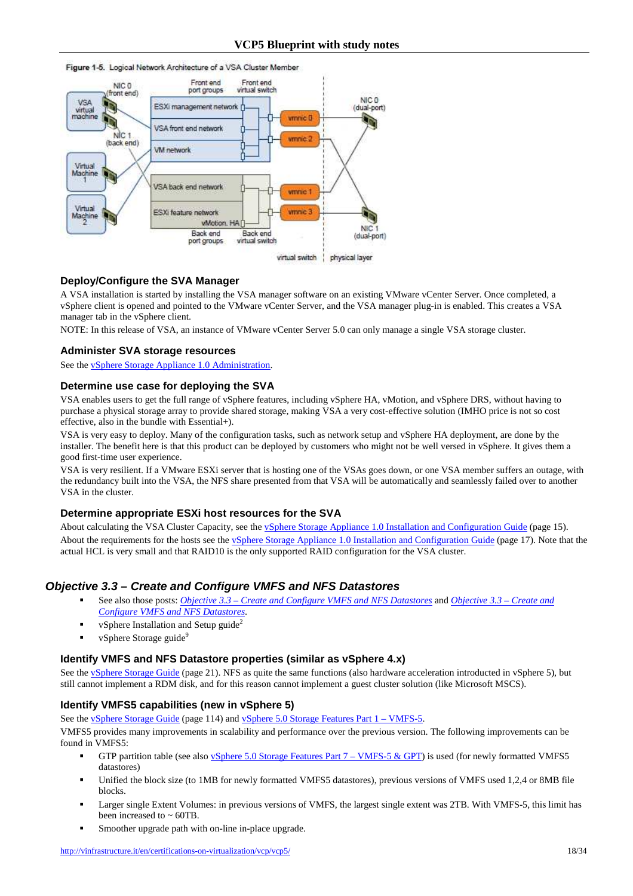Figure 1-5. Logical Network Architecture of a VSA Cluster Member

### Deploy/Configure the SVA Manager

A VSA installation is started by installing the VSA manager software on an existing VMware vCenter Server. Once completed, a vSphere client is opened and pointed to the VMware vCenter Server, and the VSA manager plug-in is enabled. This creates a VSA manager tab in the vSphere client.

NOTE: In this release of VSA, an instance of VMware vCenter Server 5.0 can only manage a single VSA storage cluster.

### Administer SVA storage resources

See the vSphere Storage Appliance 1.0 Administration.

### Determine use case for deploying the SVA

VSA enables users to get the full range of vSphere features, including vSphere HA, vMotion, and vSphere DRS, without having to purchase a physical storage array to provide shared storage, making VSA a very cost-effective solution (IMHO price is not so cost effective, also in the bundle with Essential+).

VSA is very easy to deploy. Many of the configuration tasks, such as network setup and vSphere HA deployment, are done by the installer. The benefit here is that this product can be deployed by customers who might not be well versed in vSphere. It gives them a good first-time user experience.

VSA is very resilient. If a VMware ESXi server that is hosting one of the VSAs goes down, or one VSA member suffers an outage, with the redundancy built into the VSA, the NFS share presented from that VSA will be automatically and seamlessly failed over to another VSA in the cluster.

### Determine appropriate ESXi host resources for the SVA

About calculating the VSA Cluster Capacity, see the vSphere Storage Appliance 1.0 Installation and Configuration Guide (page 15).

About the requirements for the hosts see the vSphere Storage Appliance 1.0 Installation and Configuration Guide (page 17). Note that the actual HCL is very small and that RAID10 is the only supported RAID configuration for the VSA cluster.

## *Objective 3.3 – Create and Configure VMFS and NFS Datastores*

- See also those posts: *Objective 3.3 – Create and Configure VMFS and NFS Datastores* and *Objective 3.3 – Create and Configure VMFS and NFS Datastores*.
- vSphere Installation and Setup guide[2]
- vSphere Storage guide[9]

### Identify VMFS and NFS Datastore properties (similar as vSphere 4.x)

See the vSphere Storage Guide (page 21). NFS as quite the same functions (also hardware acceleration introducted in vSphere 5), but still cannot implement a RDM disk, and for this reason cannot implement a guest cluster solution (like Microsoft MSCS).

### Identify VMFS5 capabilities (new in vSphere 5)

See the vSphere Storage Guide (page 114) and vSphere 5.0 Storage Features Part 1 – VMFS-5.

VMFS5 provides many improvements in scalability and performance over the previous version. The following improvements can be found in VMFS5:

- GTP partition table (see also vSphere 5.0 Storage Features Part 7 – VMFS-5 & GPT) is used (for newly formatted VMFS5 datastores)
- Unified the block size (to 1MB for newly formatted VMFS5 datastores), previous versions of VMFS used 1,2,4 or 8MB file blocks.
- Larger single Extent Volumes: in previous versions of VMFS, the largest single extent was 2TB. With VMFS-5, this limit has been increased to ~ 60TB.
- Smoother upgrade path with on-line in-place upgrade.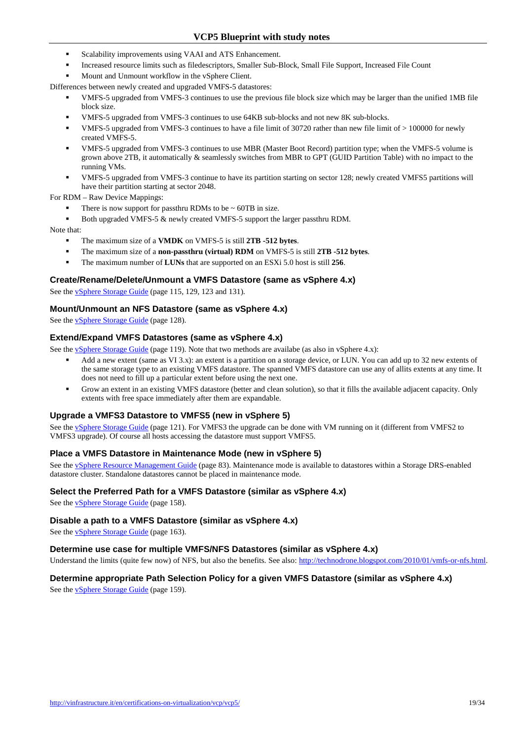- Scalability improvements using VAAI and ATS Enhancement.
- Increased resource limits such as filedescriptors, Smaller Sub-Block, Small File Support, Increased File Count
- Mount and Unmount workflow in the vSphere Client.

Differences between newly created and upgraded VMFS-5 datastores:

- VMFS-5 upgraded from VMFS-3 continues to use the previous file block size which may be larger than the unified 1MB file block size.
- VMFS-5 upgraded from VMFS-3 continues to use 64KB sub-blocks and not new 8K sub-blocks.
- VMFS-5 upgraded from VMFS-3 continues to have a file limit of 30720 rather than new file limit of > 100000 for newly created VMFS-5.
- VMFS-5 upgraded from VMFS-3 continues to use MBR (Master Boot Record) partition type; when the VMFS-5 volume is grown above 2TB, it automatically & seamlessly switches from MBR to GPT (GUID Partition Table) with no impact to the running VMs.
- VMFS-5 upgraded from VMFS-3 continue to have its partition starting on sector 128; newly created VMFS5 partitions will have their partition starting at sector 2048.

For RDM – Raw Device Mappings:

- There is now support for passthru RDMs to be ~ 60TB in size.
- Both upgraded VMFS-5 & newly created VMFS-5 support the larger passthru RDM.

Note that:

- The maximum size of a **VMDK** on VMFS-5 is still **2TB -512 bytes**.
- The maximum size of a **non-passthru (virtual) RDM** on VMFS-5 is still **2TB -512 bytes**.
- The maximum number of **LUNs** that are supported on an ESXi 5.0 host is still **256**.

### Create/Rename/Delete/Unmount a VMFS Datastore (same as vSphere 4.x)

See the vSphere Storage Guide (page 115, 129, 123 and 131).

### Mount/Unmount an NFS Datastore (same as vSphere 4.x)

See the vSphere Storage Guide (page 128).

### Extend/Expand VMFS Datastores (same as vSphere 4.x)

See the vSphere Storage Guide (page 119). Note that two methods are availabe (as also in vSphere 4.x):

- Add a new extent (same as VI 3.x): an extent is a partition on a storage device, or LUN. You can add up to 32 new extents of the same storage type to an existing VMFS datastore. The spanned VMFS datastore can use any of allits extents at any time. It does not need to fill up a particular extent before using the next one.
- Grow an extent in an existing VMFS datastore (better and clean solution), so that it fills the available adjacent capacity. Only extents with free space immediately after them are expandable.

### Upgrade a VMFS3 Datastore to VMFS5 (new in vSphere 5)

See the vSphere Storage Guide (page 121). For VMFS3 the upgrade can be done with VM running on it (different from VMFS2 to VMFS3 upgrade). Of course all hosts accessing the datastore must support VMFS5.

### Place a VMFS Datastore in Maintenance Mode (new in vSphere 5)

See the vSphere Resource Management Guide (page 83). Maintenance mode is available to datastores within a Storage DRS-enabled datastore cluster. Standalone datastores cannot be placed in maintenance mode.

### Select the Preferred Path for a VMFS Datastore (similar as vSphere 4.x)

See the vSphere Storage Guide (page 158).

### Disable a path to a VMFS Datastore (similar as vSphere 4.x)

See the vSphere Storage Guide (page 163).

### Determine use case for multiple VMFS/NFS Datastores (similar as vSphere 4.x)

Understand the limits (quite few now) of NFS, but also the benefits. See also: http://technodrone.blogspot.com/2010/01/vmfs-or-nfs.html.

### Determine appropriate Path Selection Policy for a given VMFS Datastore (similar as vSphere 4.x)

See the vSphere Storage Guide (page 159).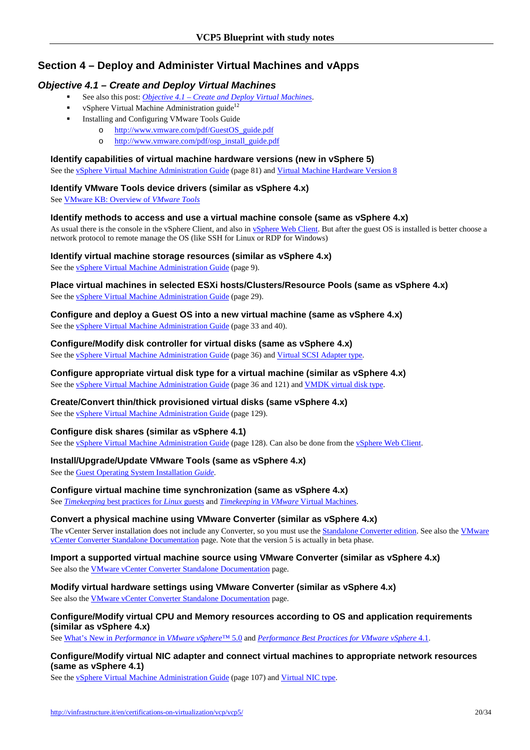# Section 4 – Deploy and Administer Virtual Machines and vApps

## *Objective 4.1 – Create and Deploy Virtual Machines*

- See also this post: *Objective 4.1 – Create and Deploy Virtual Machines*.
- vSphere Virtual Machine Administration guide[12]
- Installing and Configuring VMware Tools Guide
  - http://www.vmware.com/pdf/GuestOS_guide.pdf
  - http://www.vmware.com/pdf/osp_install_guide.pdf

### Identify capabilities of virtual machine hardware versions (new in vSphere 5)

See the vSphere Virtual Machine Administration Guide (page 81) and Virtual Machine Hardware Version 8

### Identify VMware Tools device drivers (similar as vSphere 4.x)

See VMware KB: Overview of *VMware Tools*

### Identify methods to access and use a virtual machine console (same as vSphere 4.x)

As usual there is the console in the vSphere Client, and also in vSphere Web Client. But after the guest OS is installed is better choose a network protocol to remote manage the OS (like SSH for Linux or RDP for Windows)

### Identify virtual machine storage resources (similar as vSphere 4.x)

See the vSphere Virtual Machine Administration Guide (page 9).

### Place virtual machines in selected ESXi hosts/Clusters/Resource Pools (same as vSphere 4.x)

See the vSphere Virtual Machine Administration Guide (page 29).

### Configure and deploy a Guest OS into a new virtual machine (same as vSphere 4.x)

See the vSphere Virtual Machine Administration Guide (page 33 and 40).

### Configure/Modify disk controller for virtual disks (same as vSphere 4.x)

See the vSphere Virtual Machine Administration Guide (page 36) and Virtual SCSI Adapter type.

### Configure appropriate virtual disk type for a virtual machine (similar as vSphere 4.x)

See the vSphere Virtual Machine Administration Guide (page 36 and 121) and VMDK virtual disk type.

### Create/Convert thin/thick provisioned virtual disks (same vSphere 4.x)

See the vSphere Virtual Machine Administration Guide (page 129).

### Configure disk shares (similar as vSphere 4.1)

See the vSphere Virtual Machine Administration Guide (page 128). Can also be done from the vSphere Web Client.

### Install/Upgrade/Update VMware Tools (same as vSphere 4.x)

See the Guest Operating System Installation *Guide*.

### Configure virtual machine time synchronization (same as vSphere 4.x)

See *Timekeeping* best practices for *Linux* guests and *Timekeeping* in *VMware* Virtual Machines.

### Convert a physical machine using VMware Converter (similar as vSphere 4.x)

The vCenter Server installation does not include any Converter, so you must use the Standalone Converter edition. See also the VMware vCenter Converter Standalone Documentation page. Note that the version 5 is actually in beta phase.

### Import a supported virtual machine source using VMware Converter (similar as vSphere 4.x)

See also the VMware vCenter Converter Standalone Documentation page.

### Modify virtual hardware settings using VMware Converter (similar as vSphere 4.x)

See also the VMware vCenter Converter Standalone Documentation page.

### Configure/Modify virtual CPU and Memory resources according to OS and application requirements (similar as vSphere 4.x)

See What's New in *Performance* in *VMware vSphere*™ 5.0 and *Performance Best Practices for VMware vSphere* 4.1.

### Configure/Modify virtual NIC adapter and connect virtual machines to appropriate network resources (same as vSphere 4.1)

See the vSphere Virtual Machine Administration Guide (page 107) and Virtual NIC type.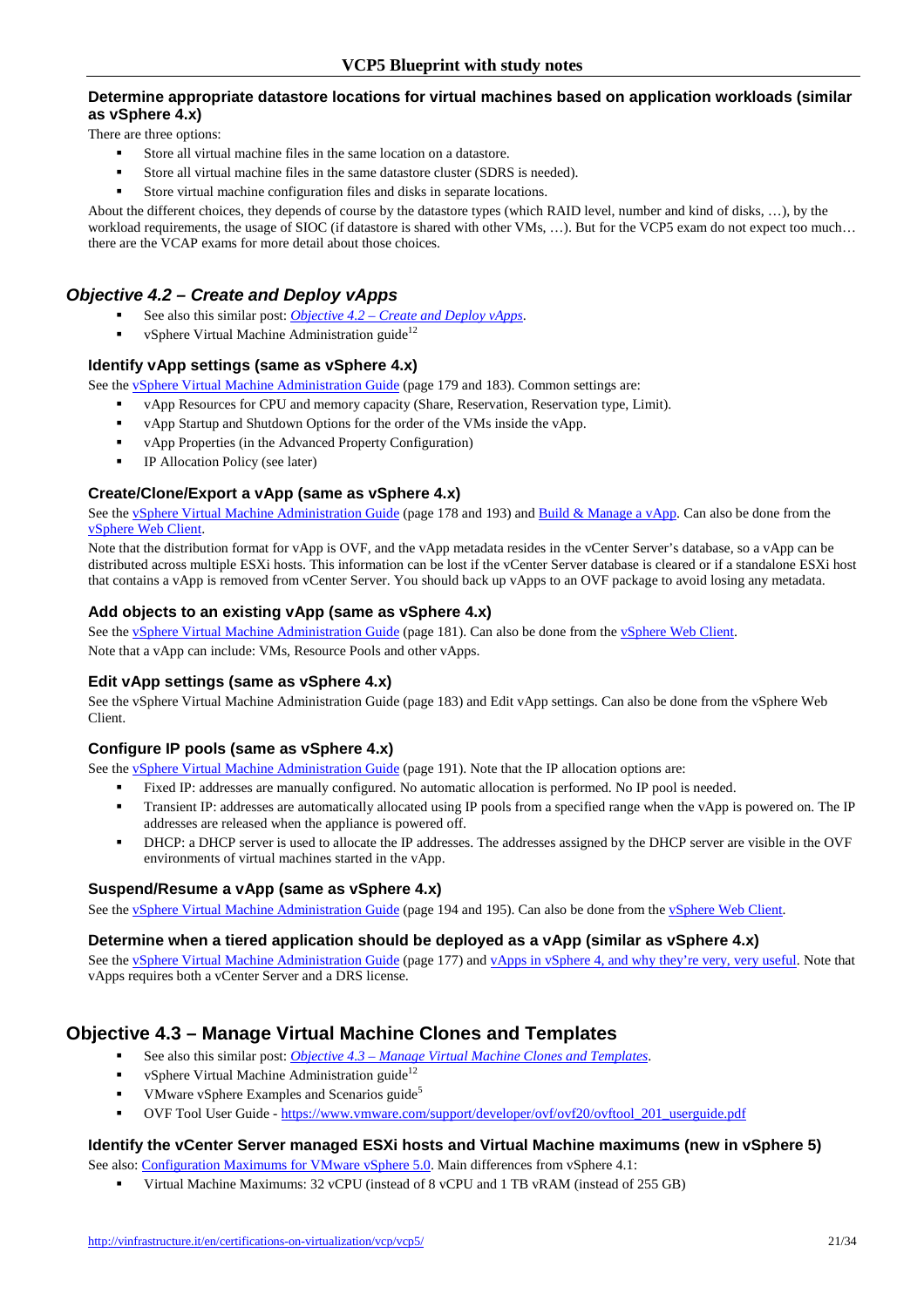### Determine appropriate datastore locations for virtual machines based on application workloads (similar as vSphere 4.x)

There are three options:

- Store all virtual machine files in the same location on a datastore.
- Store all virtual machine files in the same datastore cluster (SDRS is needed).
- Store virtual machine configuration files and disks in separate locations.

About the different choices, they depends of course by the datastore types (which RAID level, number and kind of disks, …), by the workload requirements, the usage of SIOC (if datastore is shared with other VMs, …). But for the VCP5 exam do not expect too much… there are the VCAP exams for more detail about those choices.

## Objective 4.2 – Create and Deploy vApps

- See also this similar post: *Objective 4.2 – Create and Deploy vApps*.
- vSphere Virtual Machine Administration guide[12]

### Identify vApp settings (same as vSphere 4.x)

See the vSphere Virtual Machine Administration Guide (page 179 and 183). Common settings are:

- vApp Resources for CPU and memory capacity (Share, Reservation, Reservation type, Limit).
- vApp Startup and Shutdown Options for the order of the VMs inside the vApp.
- vApp Properties (in the Advanced Property Configuration)
- IP Allocation Policy (see later)

### Create/Clone/Export a vApp (same as vSphere 4.x)

See the vSphere Virtual Machine Administration Guide (page 178 and 193) and Build & Manage a vApp. Can also be done from the vSphere Web Client.

Note that the distribution format for vApp is OVF, and the vApp metadata resides in the vCenter Server's database, so a vApp can be distributed across multiple ESXi hosts. This information can be lost if the vCenter Server database is cleared or if a standalone ESXi host that contains a vApp is removed from vCenter Server. You should back up vApps to an OVF package to avoid losing any metadata.

### Add objects to an existing vApp (same as vSphere 4.x)

See the vSphere Virtual Machine Administration Guide (page 181). Can also be done from the vSphere Web Client.

Note that a vApp can include: VMs, Resource Pools and other vApps.

### Edit vApp settings (same as vSphere 4.x)

See the vSphere Virtual Machine Administration Guide (page 183) and Edit vApp settings. Can also be done from the vSphere Web Client.

### Configure IP pools (same as vSphere 4.x)

See the vSphere Virtual Machine Administration Guide (page 191). Note that the IP allocation options are:

- Fixed IP: addresses are manually configured. No automatic allocation is performed. No IP pool is needed.
- Transient IP: addresses are automatically allocated using IP pools from a specified range when the vApp is powered on. The IP addresses are released when the appliance is powered off.
- DHCP: a DHCP server is used to allocate the IP addresses. The addresses assigned by the DHCP server are visible in the OVF environments of virtual machines started in the vApp.

### Suspend/Resume a vApp (same as vSphere 4.x)

See the vSphere Virtual Machine Administration Guide (page 194 and 195). Can also be done from the vSphere Web Client.

### Determine when a tiered application should be deployed as a vApp (similar as vSphere 4.x)

See the vSphere Virtual Machine Administration Guide (page 177) and vApps in vSphere 4, and why they're very, very useful. Note that vApps requires both a vCenter Server and a DRS license.

## Objective 4.3 – Manage Virtual Machine Clones and Templates

- See also this similar post: *Objective 4.3 – Manage Virtual Machine Clones and Templates*.
- vSphere Virtual Machine Administration guide[12]
- VMware vSphere Examples and Scenarios guide[5]
- OVF Tool User Guide - https://www.vmware.com/support/developer/ovf/ovf20/ovftool_201_userguide.pdf

### Identify the vCenter Server managed ESXi hosts and Virtual Machine maximums (new in vSphere 5)

See also: Configuration Maximums for VMware vSphere 5.0. Main differences from vSphere 4.1:

- Virtual Machine Maximums: 32 vCPU (instead of 8 vCPU and 1 TB vRAM (instead of 255 GB)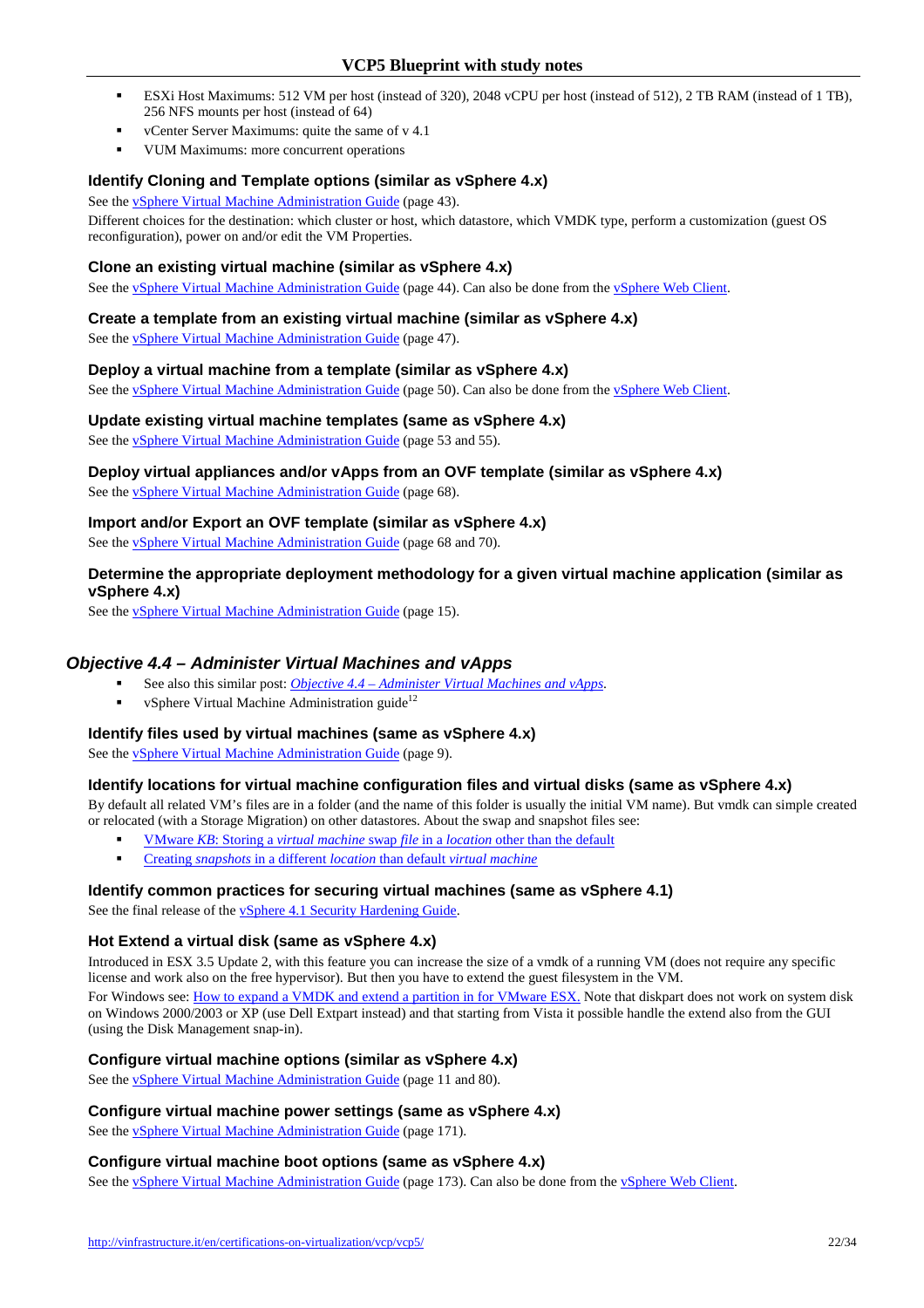- ESXi Host Maximums: 512 VM per host (instead of 320), 2048 vCPU per host (instead of 512), 2 TB RAM (instead of 1 TB), 256 NFS mounts per host (instead of 64)
- vCenter Server Maximums: quite the same of v 4.1
- VUM Maximums: more concurrent operations

### Identify Cloning and Template options (similar as vSphere 4.x)

See the vSphere Virtual Machine Administration Guide (page 43).

Different choices for the destination: which cluster or host, which datastore, which VMDK type, perform a customization (guest OS reconfiguration), power on and/or edit the VM Properties.

### Clone an existing virtual machine (similar as vSphere 4.x)

See the vSphere Virtual Machine Administration Guide (page 44). Can also be done from the vSphere Web Client.

### Create a template from an existing virtual machine (similar as vSphere 4.x)

See the vSphere Virtual Machine Administration Guide (page 47).

### Deploy a virtual machine from a template (similar as vSphere 4.x)

See the vSphere Virtual Machine Administration Guide (page 50). Can also be done from the vSphere Web Client.

### Update existing virtual machine templates (same as vSphere 4.x)

See the vSphere Virtual Machine Administration Guide (page 53 and 55).

### Deploy virtual appliances and/or vApps from an OVF template (similar as vSphere 4.x)

See the vSphere Virtual Machine Administration Guide (page 68).

### Import and/or Export an OVF template (similar as vSphere 4.x)

See the vSphere Virtual Machine Administration Guide (page 68 and 70).

### Determine the appropriate deployment methodology for a given virtual machine application (similar as vSphere 4.x)

See the vSphere Virtual Machine Administration Guide (page 15).

## *Objective 4.4 – Administer Virtual Machines and vApps*

- See also this similar post: *Objective 4.4 – Administer Virtual Machines and vApps*.
- vSphere Virtual Machine Administration guide[12]

### Identify files used by virtual machines (same as vSphere 4.x)

See the vSphere Virtual Machine Administration Guide (page 9).

### Identify locations for virtual machine configuration files and virtual disks (same as vSphere 4.x)

By default all related VM's files are in a folder (and the name of this folder is usually the initial VM name). But vmdk can simple created or relocated (with a Storage Migration) on other datastores. About the swap and snapshot files see:

- VMware *KB*: Storing a *virtual machine* swap *file* in a *location* other than the default
- Creating *snapshots* in a different *location* than default *virtual machine*

### Identify common practices for securing virtual machines (same as vSphere 4.1)

See the final release of the vSphere 4.1 Security Hardening Guide.

### Hot Extend a virtual disk (same as vSphere 4.x)

Introduced in ESX 3.5 Update 2, with this feature you can increase the size of a vmdk of a running VM (does not require any specific license and work also on the free hypervisor). But then you have to extend the guest filesystem in the VM.

For Windows see: How to expand a VMDK and extend a partition in for VMware ESX. Note that diskpart does not work on system disk on Windows 2000/2003 or XP (use Dell Extpart instead) and that starting from Vista it possible handle the extend also from the GUI (using the Disk Management snap-in).

### Configure virtual machine options (similar as vSphere 4.x)

See the vSphere Virtual Machine Administration Guide (page 11 and 80).

### Configure virtual machine power settings (same as vSphere 4.x)

See the vSphere Virtual Machine Administration Guide (page 171).

### Configure virtual machine boot options (same as vSphere 4.x)

See the vSphere Virtual Machine Administration Guide (page 173). Can also be done from the vSphere Web Client.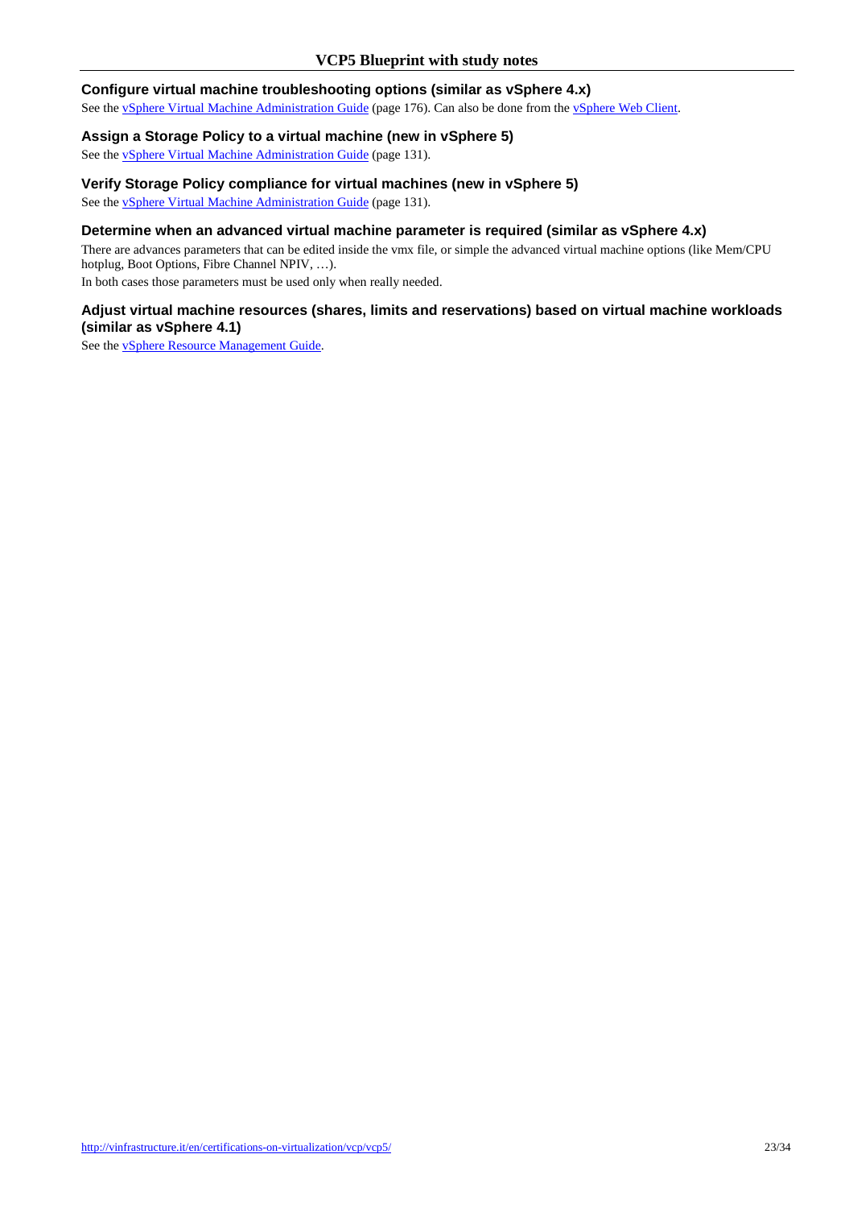### Configure virtual machine troubleshooting options (similar as vSphere 4.x)

See the vSphere Virtual Machine Administration Guide (page 176). Can also be done from the vSphere Web Client.

### Assign a Storage Policy to a virtual machine (new in vSphere 5)

See the vSphere Virtual Machine Administration Guide (page 131).

### Verify Storage Policy compliance for virtual machines (new in vSphere 5)

See the vSphere Virtual Machine Administration Guide (page 131).

### Determine when an advanced virtual machine parameter is required (similar as vSphere 4.x)

There are advances parameters that can be edited inside the vmx file, or simple the advanced virtual machine options (like Mem/CPU hotplug, Boot Options, Fibre Channel NPIV, …).

In both cases those parameters must be used only when really needed.

### Adjust virtual machine resources (shares, limits and reservations) based on virtual machine workloads (similar as vSphere 4.1)

See the vSphere Resource Management Guide.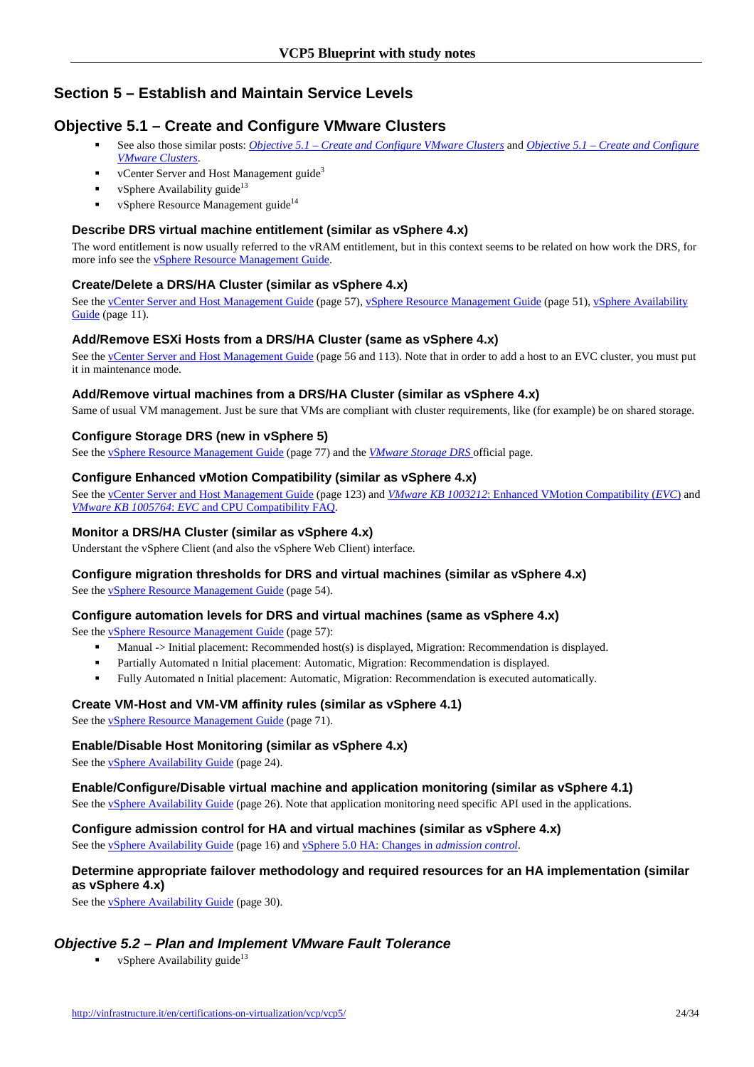# Section 5 – Establish and Maintain Service Levels

## Objective 5.1 – Create and Configure VMware Clusters

- See also those similar posts: *Objective 5.1 – Create and Configure VMware Clusters* and *Objective 5.1 – Create and Configure VMware Clusters*.
- vCenter Server and Host Management guide[3]
- vSphere Availability guide[13]
- vSphere Resource Management guide[14]

### Describe DRS virtual machine entitlement (similar as vSphere 4.x)

The word entitlement is now usually referred to the vRAM entitlement, but in this context seems to be related on how work the DRS, for more info see the vSphere Resource Management Guide.

### Create/Delete a DRS/HA Cluster (similar as vSphere 4.x)

See the vCenter Server and Host Management Guide (page 57), vSphere Resource Management Guide (page 51), vSphere Availability Guide (page 11).

### Add/Remove ESXi Hosts from a DRS/HA Cluster (same as vSphere 4.x)

See the vCenter Server and Host Management Guide (page 56 and 113). Note that in order to add a host to an EVC cluster, you must put it in maintenance mode.

### Add/Remove virtual machines from a DRS/HA Cluster (similar as vSphere 4.x)

Same of usual VM management. Just be sure that VMs are compliant with cluster requirements, like (for example) be on shared storage.

### Configure Storage DRS (new in vSphere 5)

See the vSphere Resource Management Guide (page 77) and the *VMware Storage DRS* official page.

### Configure Enhanced vMotion Compatibility (similar as vSphere 4.x)

See the vCenter Server and Host Management Guide (page 123) and *VMware KB 1003212*: Enhanced VMotion Compatibility (*EVC*) and *VMware KB 1005764*: *EVC* and CPU Compatibility FAQ.

### Monitor a DRS/HA Cluster (similar as vSphere 4.x)

Understant the vSphere Client (and also the vSphere Web Client) interface.

### Configure migration thresholds for DRS and virtual machines (similar as vSphere 4.x)

See the vSphere Resource Management Guide (page 54).

### Configure automation levels for DRS and virtual machines (same as vSphere 4.x)

See the vSphere Resource Management Guide (page 57):

- Manual -> Initial placement: Recommended host(s) is displayed, Migration: Recommendation is displayed.
- Partially Automated n Initial placement: Automatic, Migration: Recommendation is displayed.
- Fully Automated n Initial placement: Automatic, Migration: Recommendation is executed automatically.

### Create VM-Host and VM-VM affinity rules (similar as vSphere 4.1)

See the vSphere Resource Management Guide (page 71).

### Enable/Disable Host Monitoring (similar as vSphere 4.x)

See the vSphere Availability Guide (page 24).

### Enable/Configure/Disable virtual machine and application monitoring (similar as vSphere 4.1)

See the vSphere Availability Guide (page 26). Note that application monitoring need specific API used in the applications.

### Configure admission control for HA and virtual machines (similar as vSphere 4.x)

See the vSphere Availability Guide (page 16) and vSphere 5.0 HA: Changes in *admission control*.

### Determine appropriate failover methodology and required resources for an HA implementation (similar as vSphere 4.x)

See the vSphere Availability Guide (page 30).

## *Objective 5.2 – Plan and Implement VMware Fault Tolerance*

- vSphere Availability guide[13]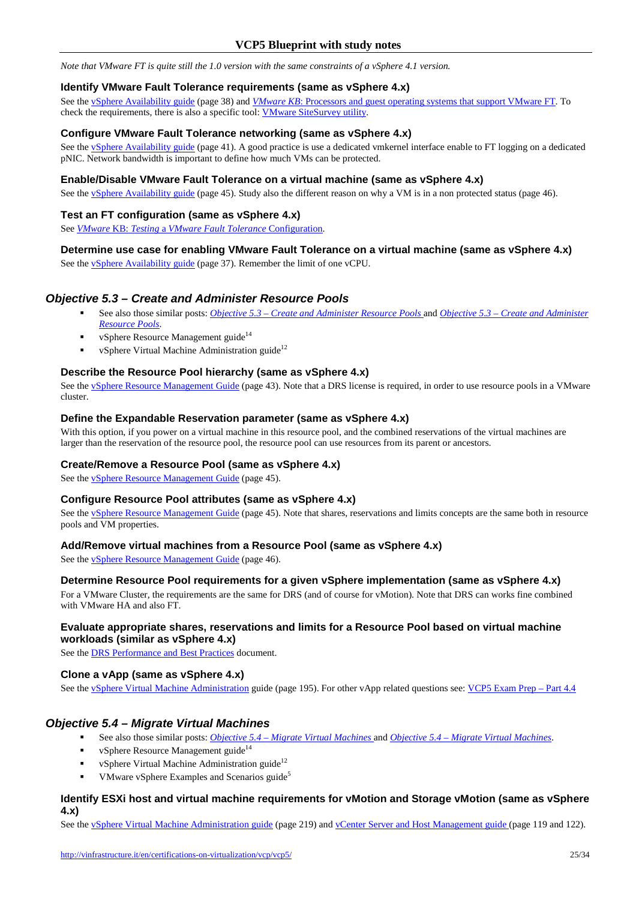*Note that VMware FT is quite still the 1.0 version with the same constraints of a vSphere 4.1 version.*

### Identify VMware Fault Tolerance requirements (same as vSphere 4.x)

See the vSphere Availability guide (page 38) and *VMware KB*: Processors and guest operating systems that support VMware FT. To check the requirements, there is also a specific tool: VMware SiteSurvey utility.

### Configure VMware Fault Tolerance networking (same as vSphere 4.x)

See the vSphere Availability guide (page 41). A good practice is use a dedicated vmkernel interface enable to FT logging on a dedicated pNIC. Network bandwidth is important to define how much VMs can be protected.

### Enable/Disable VMware Fault Tolerance on a virtual machine (same as vSphere 4.x)

See the vSphere Availability guide (page 45). Study also the different reason on why a VM is in a non protected status (page 46).

### Test an FT configuration (same as vSphere 4.x)

See *VMware KB: Testing a VMware Fault Tolerance* Configuration.

### Determine use case for enabling VMware Fault Tolerance on a virtual machine (same as vSphere 4.x)

See the vSphere Availability guide (page 37). Remember the limit of one vCPU.

## Objective 5.3 – Create and Administer Resource Pools

- See also those similar posts: *Objective 5.3 – Create and Administer Resource Pools* and *Objective 5.3 – Create and Administer Resource Pools*.
- vSphere Resource Management guide[14]
- vSphere Virtual Machine Administration guide[12]

### Describe the Resource Pool hierarchy (same as vSphere 4.x)

See the vSphere Resource Management Guide (page 43). Note that a DRS license is required, in order to use resource pools in a VMware cluster.

### Define the Expandable Reservation parameter (same as vSphere 4.x)

With this option, if you power on a virtual machine in this resource pool, and the combined reservations of the virtual machines are larger than the reservation of the resource pool, the resource pool can use resources from its parent or ancestors.

### Create/Remove a Resource Pool (same as vSphere 4.x)

See the vSphere Resource Management Guide (page 45).

### Configure Resource Pool attributes (same as vSphere 4.x)

See the vSphere Resource Management Guide (page 45). Note that shares, reservations and limits concepts are the same both in resource pools and VM properties.

### Add/Remove virtual machines from a Resource Pool (same as vSphere 4.x)

See the vSphere Resource Management Guide (page 46).

### Determine Resource Pool requirements for a given vSphere implementation (same as vSphere 4.x)

For a VMware Cluster, the requirements are the same for DRS (and of course for vMotion). Note that DRS can works fine combined with VMware HA and also FT.

### Evaluate appropriate shares, reservations and limits for a Resource Pool based on virtual machine workloads (similar as vSphere 4.x)

See the DRS Performance and Best Practices document.

### Clone a vApp (same as vSphere 4.x)

See the vSphere Virtual Machine Administration guide (page 195). For other vApp related questions see: VCP5 Exam Prep – Part 4.4

## Objective 5.4 – Migrate Virtual Machines

- See also those similar posts: *Objective 5.4 – Migrate Virtual Machines* and *Objective 5.4 – Migrate Virtual Machines*.
- vSphere Resource Management guide[14]
- vSphere Virtual Machine Administration guide[12]
- VMware vSphere Examples and Scenarios guide[5]

### Identify ESXi host and virtual machine requirements for vMotion and Storage vMotion (same as vSphere 4.x)

See the vSphere Virtual Machine Administration guide (page 219) and vCenter Server and Host Management guide (page 119 and 122).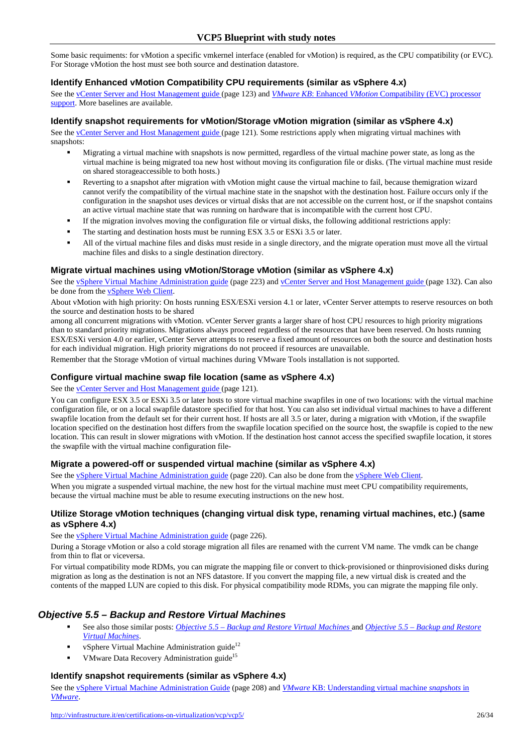Some basic requiments: for vMotion a specific vmkernel interface (enabled for vMotion) is required, as the CPU compatibility (or EVC). For Storage vMotion the host must see both source and destination datastore.

### Identify Enhanced vMotion Compatibility CPU requirements (similar as vSphere 4.x)

See the vCenter Server and Host Management guide (page 123) and *VMware KB*: Enhanced *VMotion* Compatibility (EVC) processor support. More baselines are available.

### Identify snapshot requirements for vMotion/Storage vMotion migration (similar as vSphere 4.x)

See the vCenter Server and Host Management guide (page 121). Some restrictions apply when migrating virtual machines with snapshots:

- Migrating a virtual machine with snapshots is now permitted, regardless of the virtual machine power state, as long as the virtual machine is being migrated toa new host without moving its configuration file or disks. (The virtual machine must reside on shared storageaccessible to both hosts.)
- Reverting to a snapshot after migration with vMotion might cause the virtual machine to fail, because themigration wizard cannot verify the compatibility of the virtual machine state in the snapshot with the destination host. Failure occurs only if the configuration in the snapshot uses devices or virtual disks that are not accessible on the current host, or if the snapshot contains an active virtual machine state that was running on hardware that is incompatible with the current host CPU.
- If the migration involves moving the configuration file or virtual disks, the following additional restrictions apply:
- The starting and destination hosts must be running ESX 3.5 or ESXi 3.5 or later.
- All of the virtual machine files and disks must reside in a single directory, and the migrate operation must move all the virtual machine files and disks to a single destination directory.

### Migrate virtual machines using vMotion/Storage vMotion (similar as vSphere 4.x)

See the vSphere Virtual Machine Administration guide (page 223) and vCenter Server and Host Management guide (page 132). Can also be done from the vSphere Web Client.

About vMotion with high priority: On hosts running ESX/ESXi version 4.1 or later, vCenter Server attempts to reserve resources on both the source and destination hosts to be shared

among all concurrent migrations with vMotion. vCenter Server grants a larger share of host CPU resources to high priority migrations than to standard priority migrations. Migrations always proceed regardless of the resources that have been reserved. On hosts running ESX/ESXi version 4.0 or earlier, vCenter Server attempts to reserve a fixed amount of resources on both the source and destination hosts for each individual migration. High priority migrations do not proceed if resources are unavailable.

Remember that the Storage vMotion of virtual machines during VMware Tools installation is not supported.

### Configure virtual machine swap file location (same as vSphere 4.x)

See the vCenter Server and Host Management guide (page 121).

You can configure ESX 3.5 or ESXi 3.5 or later hosts to store virtual machine swapfiles in one of two locations: with the virtual machine configuration file, or on a local swapfile datastore specified for that host. You can also set individual virtual machines to have a different swapfile location from the default set for their current host. If hosts are all 3.5 or later, during a migration with vMotion, if the swapfile location specified on the destination host differs from the swapfile location specified on the source host, the swapfile is copied to the new location. This can result in slower migrations with vMotion. If the destination host cannot access the specified swapfile location, it stores the swapfile with the virtual machine configuration file-

### Migrate a powered-off or suspended virtual machine (similar as vSphere 4.x)

See the vSphere Virtual Machine Administration guide (page 220). Can also be done from the vSphere Web Client.

When you migrate a suspended virtual machine, the new host for the virtual machine must meet CPU compatibility requirements, because the virtual machine must be able to resume executing instructions on the new host.

### Utilize Storage vMotion techniques (changing virtual disk type, renaming virtual machines, etc.) (same as vSphere 4.x)

See the vSphere Virtual Machine Administration guide (page 226).

During a Storage vMotion or also a cold storage migration all files are renamed with the current VM name. The vmdk can be change from thin to flat or viceversa.

For virtual compatibility mode RDMs, you can migrate the mapping file or convert to thick-provisioned or thinprovisioned disks during migration as long as the destination is not an NFS datastore. If you convert the mapping file, a new virtual disk is created and the contents of the mapped LUN are copied to this disk. For physical compatibility mode RDMs, you can migrate the mapping file only.

## *Objective 5.5 – Backup and Restore Virtual Machines*

- See also those similar posts: *Objective 5.5 – Backup and Restore Virtual Machines* and *Objective 5.5 – Backup and Restore Virtual Machines*.
- vSphere Virtual Machine Administration guide[12]
- VMware Data Recovery Administration guide[15]

### Identify snapshot requirements (similar as vSphere 4.x)

See the vSphere Virtual Machine Administration Guide (page 208) and *VMware* KB: Understanding virtual machine *snapshots* in *VMware*.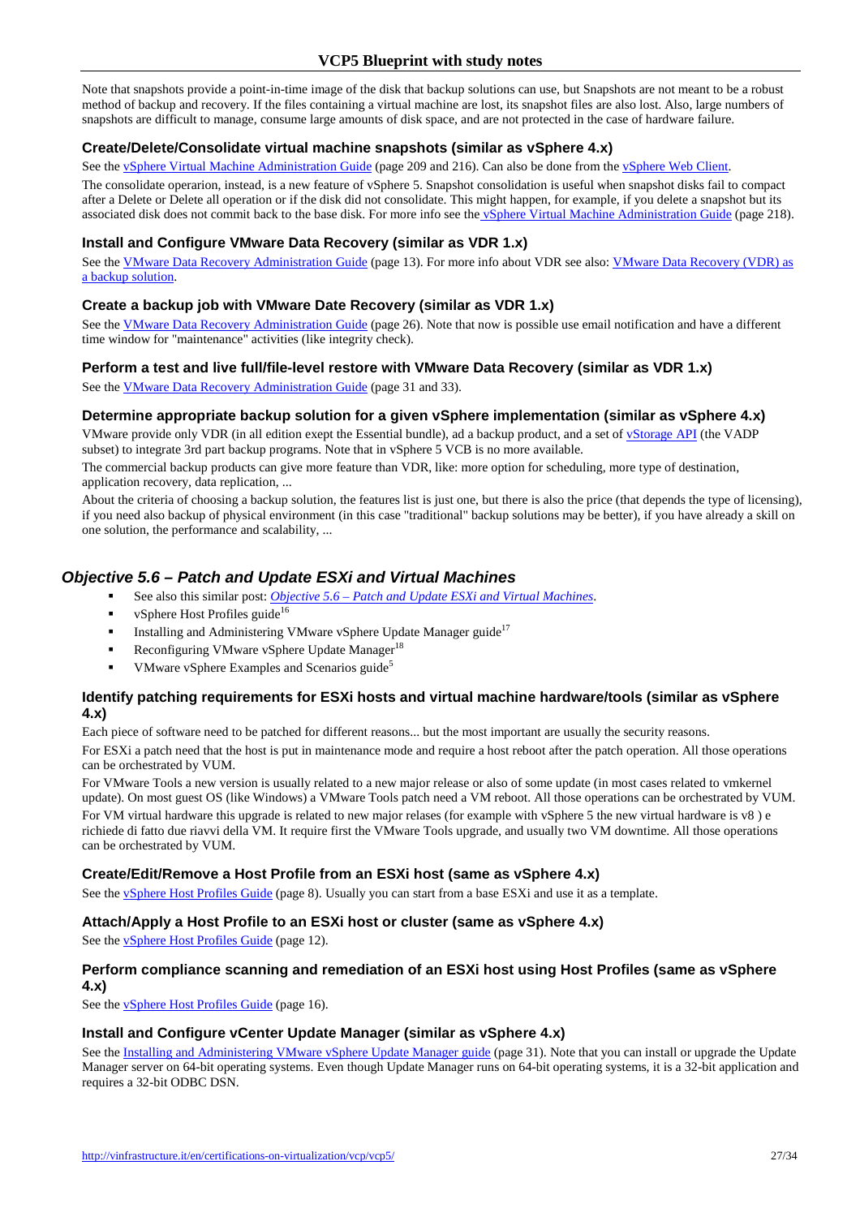Note that snapshots provide a point-in-time image of the disk that backup solutions can use, but Snapshots are not meant to be a robust method of backup and recovery. If the files containing a virtual machine are lost, its snapshot files are also lost. Also, large numbers of snapshots are difficult to manage, consume large amounts of disk space, and are not protected in the case of hardware failure.

### Create/Delete/Consolidate virtual machine snapshots (similar as vSphere 4.x)

See the vSphere Virtual Machine Administration Guide (page 209 and 216). Can also be done from the vSphere Web Client.

The consolidate operarion, instead, is a new feature of vSphere 5. Snapshot consolidation is useful when snapshot disks fail to compact after a Delete or Delete all operation or if the disk did not consolidate. This might happen, for example, if you delete a snapshot but its associated disk does not commit back to the base disk. For more info see the vSphere Virtual Machine Administration Guide (page 218).

### Install and Configure VMware Data Recovery (similar as VDR 1.x)

See the VMware Data Recovery Administration Guide (page 13). For more info about VDR see also: VMware Data Recovery (VDR) as a backup solution.

### Create a backup job with VMware Date Recovery (similar as VDR 1.x)

See the VMware Data Recovery Administration Guide (page 26). Note that now is possible use email notification and have a different time window for "maintenance" activities (like integrity check).

### Perform a test and live full/file-level restore with VMware Data Recovery (similar as VDR 1.x)

See the VMware Data Recovery Administration Guide (page 31 and 33).

### Determine appropriate backup solution for a given vSphere implementation (similar as vSphere 4.x)

VMware provide only VDR (in all edition exept the Essential bundle), ad a backup product, and a set of vStorage API (the VADP subset) to integrate 3rd part backup programs. Note that in vSphere 5 VCB is no more available.

The commercial backup products can give more feature than VDR, like: more option for scheduling, more type of destination, application recovery, data replication, ...

About the criteria of choosing a backup solution, the features list is just one, but there is also the price (that depends the type of licensing), if you need also backup of physical environment (in this case "traditional" backup solutions may be better), if you have already a skill on one solution, the performance and scalability, ...

## *Objective 5.6 – Patch and Update ESXi and Virtual Machines*

- See also this similar post: *Objective 5.6 – Patch and Update ESXi and Virtual Machines*.
- vSphere Host Profiles guide[16]
- Installing and Administering VMware vSphere Update Manager guide[17]
- Reconfiguring VMware vSphere Update Manager[18]
- VMware vSphere Examples and Scenarios guide[5]

### Identify patching requirements for ESXi hosts and virtual machine hardware/tools (similar as vSphere 4.x)

Each piece of software need to be patched for different reasons... but the most important are usually the security reasons.

For ESXi a patch need that the host is put in maintenance mode and require a host reboot after the patch operation. All those operations can be orchestrated by VUM.

For VMware Tools a new version is usually related to a new major release or also of some update (in most cases related to vmkernel update). On most guest OS (like Windows) a VMware Tools patch need a VM reboot. All those operations can be orchestrated by VUM.

For VM virtual hardware this upgrade is related to new major relases (for example with vSphere 5 the new virtual hardware is v8 ) e richiede di fatto due riavvi della VM. It require first the VMware Tools upgrade, and usually two VM downtime. All those operations can be orchestrated by VUM.

### Create/Edit/Remove a Host Profile from an ESXi host (same as vSphere 4.x)

See the vSphere Host Profiles Guide (page 8). Usually you can start from a base ESXi and use it as a template.

### Attach/Apply a Host Profile to an ESXi host or cluster (same as vSphere 4.x)

See the vSphere Host Profiles Guide (page 12).

### Perform compliance scanning and remediation of an ESXi host using Host Profiles (same as vSphere 4.x)

See the vSphere Host Profiles Guide (page 16).

### Install and Configure vCenter Update Manager (similar as vSphere 4.x)

See the Installing and Administering VMware vSphere Update Manager guide (page 31). Note that you can install or upgrade the Update Manager server on 64-bit operating systems. Even though Update Manager runs on 64-bit operating systems, it is a 32-bit application and requires a 32-bit ODBC DSN.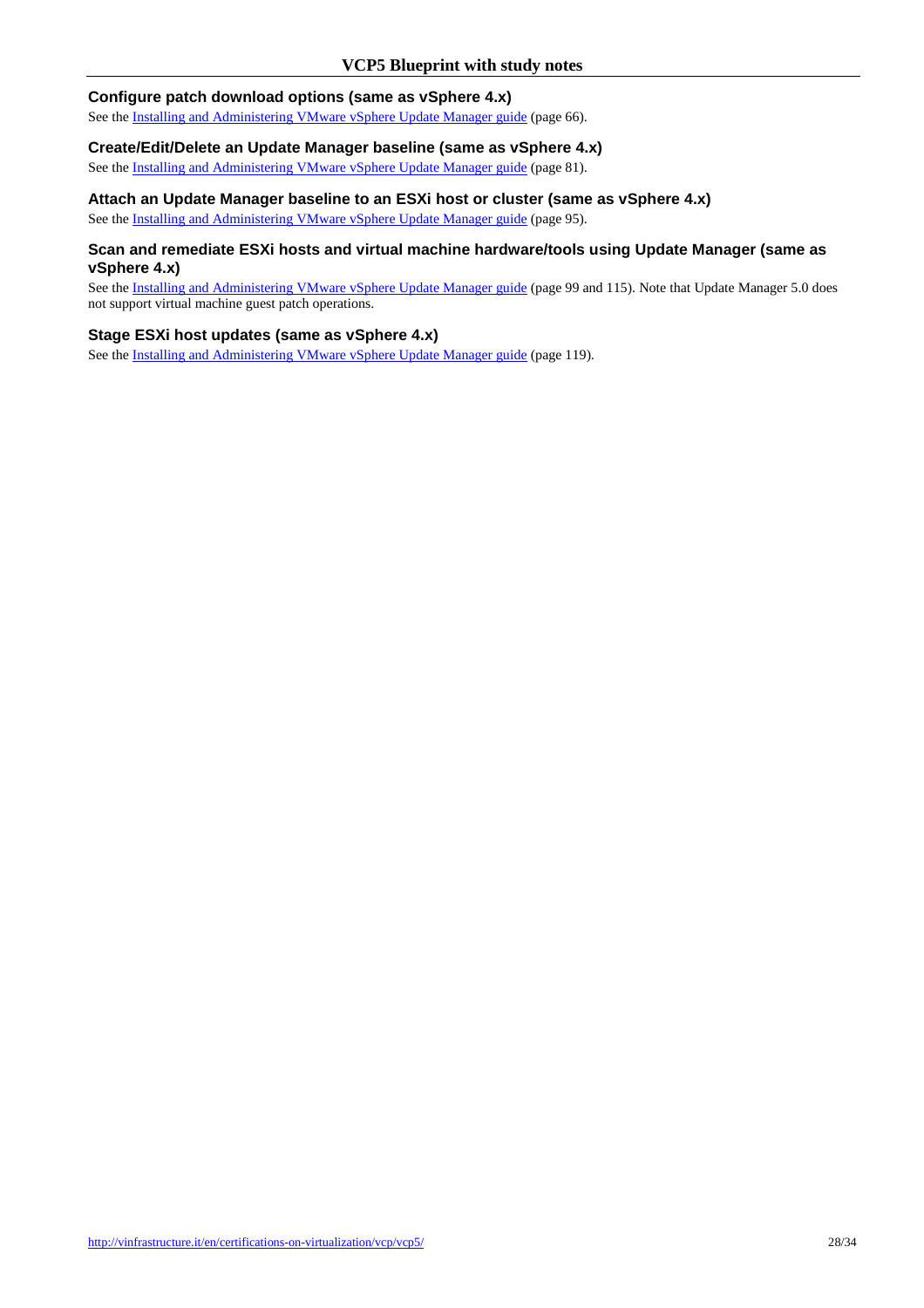### Configure patch download options (same as vSphere 4.x)

See the [Installing and Administering VMware vSphere Update Manager guide](#) (page 66).

### Create/Edit/Delete an Update Manager baseline (same as vSphere 4.x)

See the [Installing and Administering VMware vSphere Update Manager guide](#) (page 81).

### Attach an Update Manager baseline to an ESXi host or cluster (same as vSphere 4.x)

See the [Installing and Administering VMware vSphere Update Manager guide](#) (page 95).

### Scan and remediate ESXi hosts and virtual machine hardware/tools using Update Manager (same as vSphere 4.x)

See the [Installing and Administering VMware vSphere Update Manager guide](#) (page 99 and 115). Note that Update Manager 5.0 does not support virtual machine guest patch operations.

### Stage ESXi host updates (same as vSphere 4.x)

See the [Installing and Administering VMware vSphere Update Manager guide](#) (page 119).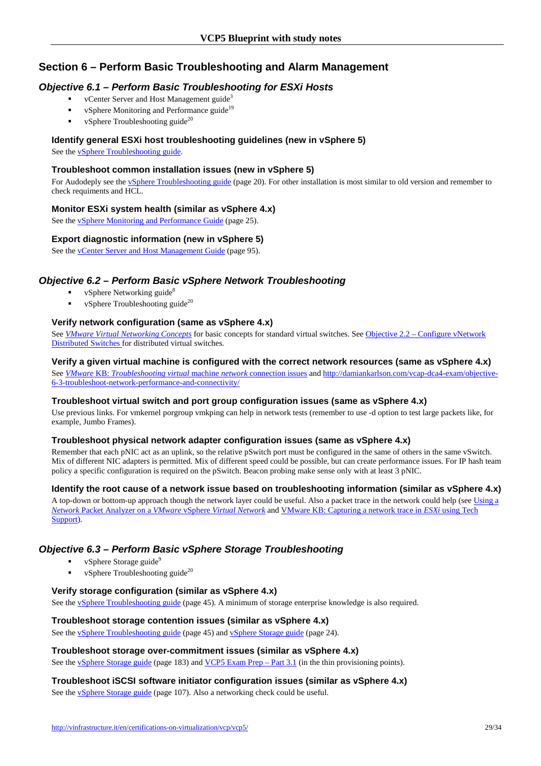## Section 6 – Perform Basic Troubleshooting and Alarm Management

### *Objective 6.1 – Perform Basic Troubleshooting for ESXi Hosts*

- vCenter Server and Host Management guide[3]
- vSphere Monitoring and Performance guide[19]
- vSphere Troubleshooting guide[20]

#### Identify general ESXi host troubleshooting guidelines (new in vSphere 5)

See the vSphere Troubleshooting guide.

#### Troubleshoot common installation issues (new in vSphere 5)

For Audodeply see the vSphere Troubleshooting guide (page 20). For other installation is most similar to old version and remember to check requiments and HCL.

#### Monitor ESXi system health (similar as vSphere 4.x)

See the vSphere Monitoring and Performance Guide (page 25).

#### Export diagnostic information (new in vSphere 5)

See the vCenter Server and Host Management Guide (page 95).

### *Objective 6.2 – Perform Basic vSphere Network Troubleshooting*

- vSphere Networking guide[8]
- vSphere Troubleshooting guide[20]

#### Verify network configuration (same as vSphere 4.x)

See *VMware Virtual Networking Concepts* for basic concepts for standard virtual switches. See Objective 2.2 – Configure vNetwork Distributed Switches for distributed virtual switches.

#### Verify a given virtual machine is configured with the correct network resources (same as vSphere 4.x)

See *VMware* KB: *Troubleshooting virtual* machine *network* connection issues and http://damiankarlson.com/vcap-dca4-exam/objective-6-3-troubleshoot-network-performance-and-connectivity/

#### Troubleshoot virtual switch and port group configuration issues (same as vSphere 4.x)

Use previous links. For vmkernel porgroup vmkping can help in network tests (remember to use -d option to test large packets like, for example, Jumbo Frames).

#### Troubleshoot physical network adapter configuration issues (same as vSphere 4.x)

Remember that each pNIC act as an uplink, so the relative pSwitch port must be configured in the same of others in the same vSwitch. Mix of different NIC adapters is permitted. Mix of different speed could be possible, but can create performance issues. For IP hash team policy a specific configuration is required on the pSwitch. Beacon probing make sense only with at least 3 pNIC.

#### Identify the root cause of a network issue based on troubleshooting information (similar as vSphere 4.x)

A top-down or bottom-up approach though the network layer could be useful. Also a packet trace in the network could help (see Using a *Network* Packet Analyzer on a *VMware* vSphere *Virtual Network* and VMware KB: Capturing a network trace in *ESXi* using Tech Support).

### *Objective 6.3 – Perform Basic vSphere Storage Troubleshooting*

- vSphere Storage guide[9]
- vSphere Troubleshooting guide[20]

#### Verify storage configuration (similar as vSphere 4.x)

See the vSphere Troubleshooting guide (page 45). A minimum of storage enterprise knowledge is also required.

#### Troubleshoot storage contention issues (similar as vSphere 4.x)

See the vSphere Troubleshooting guide (page 45) and vSphere Storage guide (page 24).

#### Troubleshoot storage over-commitment issues (similar as vSphere 4.x)

See the vSphere Storage guide (page 183) and VCP5 Exam Prep – Part 3.1 (in the thin provisioning points).

#### Troubleshoot iSCSI software initiator configuration issues (similar as vSphere 4.x)

See the vSphere Storage guide (page 107). Also a networking check could be useful.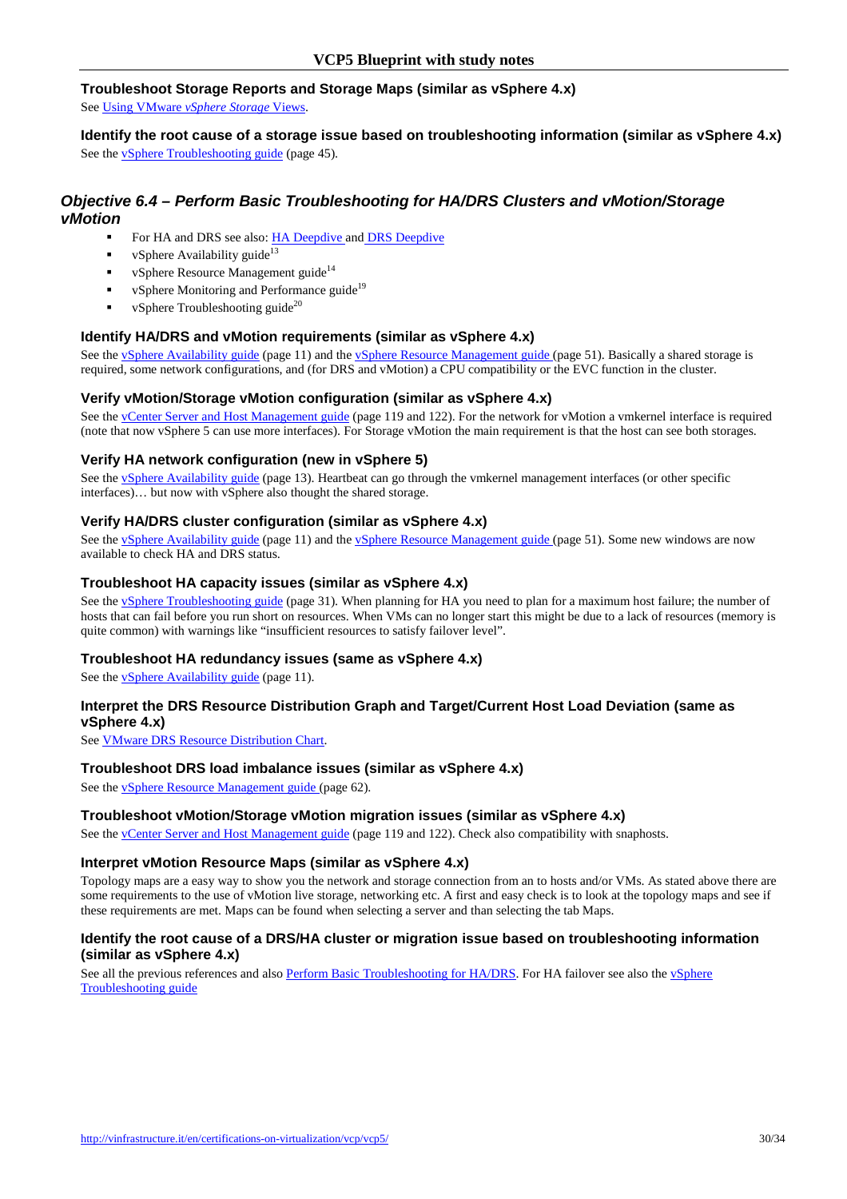### Troubleshoot Storage Reports and Storage Maps (similar as vSphere 4.x)

See Using VMware *vSphere Storage* Views.

### Identify the root cause of a storage issue based on troubleshooting information (similar as vSphere 4.x)

See the vSphere Troubleshooting guide (page 45).

## *Objective 6.4 – Perform Basic Troubleshooting for HA/DRS Clusters and vMotion/Storage vMotion*

- For HA and DRS see also: HA Deepdive and DRS Deepdive
- vSphere Availability guide[13]
- vSphere Resource Management guide[14]
- vSphere Monitoring and Performance guide[19]
- vSphere Troubleshooting guide[20]

### Identify HA/DRS and vMotion requirements (similar as vSphere 4.x)

See the vSphere Availability guide (page 11) and the vSphere Resource Management guide (page 51). Basically a shared storage is required, some network configurations, and (for DRS and vMotion) a CPU compatibility or the EVC function in the cluster.

### Verify vMotion/Storage vMotion configuration (similar as vSphere 4.x)

See the vCenter Server and Host Management guide (page 119 and 122). For the network for vMotion a vmkernel interface is required (note that now vSphere 5 can use more interfaces). For Storage vMotion the main requirement is that the host can see both storages.

### Verify HA network configuration (new in vSphere 5)

See the vSphere Availability guide (page 13). Heartbeat can go through the vmkernel management interfaces (or other specific interfaces)… but now with vSphere also thought the shared storage.

### Verify HA/DRS cluster configuration (similar as vSphere 4.x)

See the vSphere Availability guide (page 11) and the vSphere Resource Management guide (page 51). Some new windows are now available to check HA and DRS status.

### Troubleshoot HA capacity issues (similar as vSphere 4.x)

See the vSphere Troubleshooting guide (page 31). When planning for HA you need to plan for a maximum host failure; the number of hosts that can fail before you run short on resources. When VMs can no longer start this might be due to a lack of resources (memory is quite common) with warnings like "insufficient resources to satisfy failover level".

### Troubleshoot HA redundancy issues (same as vSphere 4.x)

See the vSphere Availability guide (page 11).

### Interpret the DRS Resource Distribution Graph and Target/Current Host Load Deviation (same as vSphere 4.x)

See VMware DRS Resource Distribution Chart.

### Troubleshoot DRS load imbalance issues (similar as vSphere 4.x)

See the vSphere Resource Management guide (page 62).

### Troubleshoot vMotion/Storage vMotion migration issues (similar as vSphere 4.x)

See the vCenter Server and Host Management guide (page 119 and 122). Check also compatibility with snaphosts.

### Interpret vMotion Resource Maps (similar as vSphere 4.x)

Topology maps are a easy way to show you the network and storage connection from an to hosts and/or VMs. As stated above there are some requirements to the use of vMotion live storage, networking etc. A first and easy check is to look at the topology maps and see if these requirements are met. Maps can be found when selecting a server and than selecting the tab Maps.

### Identify the root cause of a DRS/HA cluster or migration issue based on troubleshooting information (similar as vSphere 4.x)

See all the previous references and also Perform Basic Troubleshooting for HA/DRS. For HA failover see also the vSphere Troubleshooting guide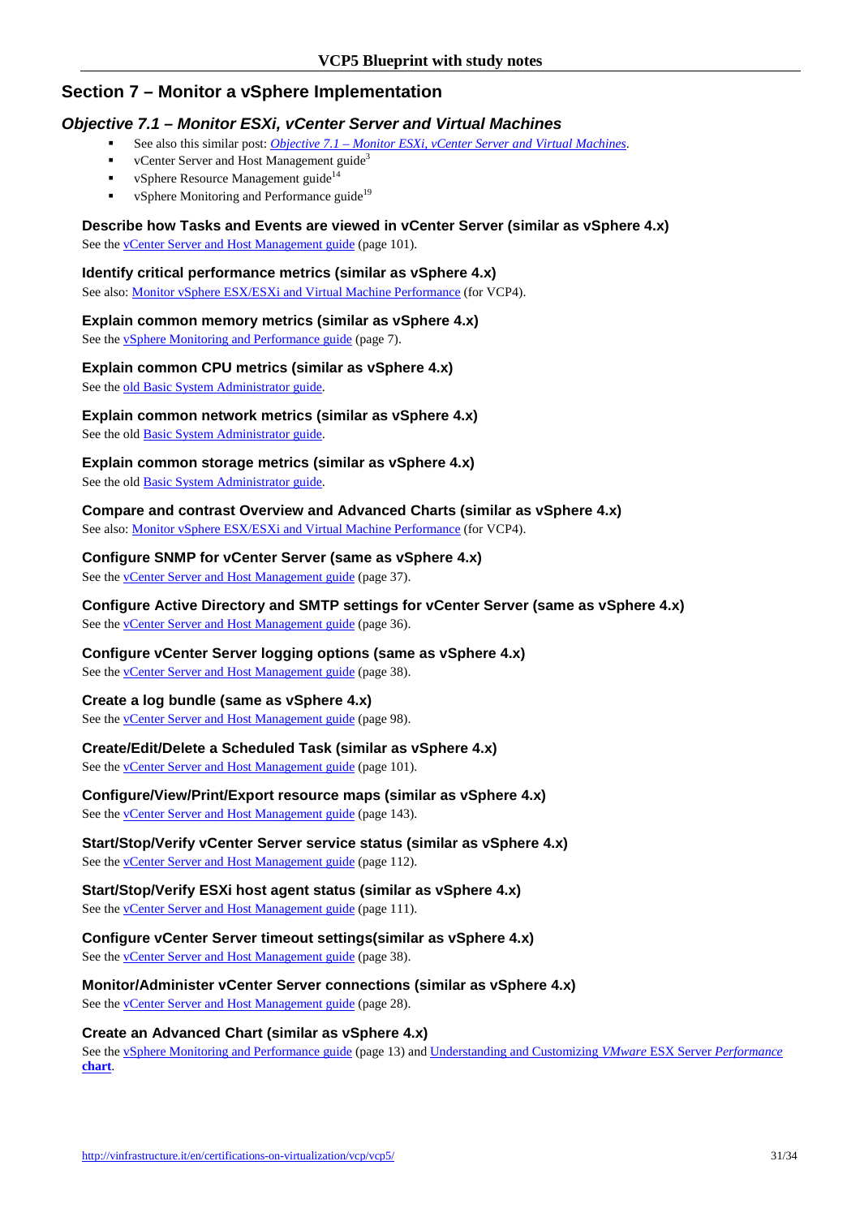## Section 7 – Monitor a vSphere Implementation

### *Objective 7.1 – Monitor ESXi, vCenter Server and Virtual Machines*

- See also this similar post: *Objective 7.1 – Monitor ESXi, vCenter Server and Virtual Machines*.
- vCenter Server and Host Management guide[3]
- vSphere Resource Management guide[14]
- vSphere Monitoring and Performance guide[19]

#### Describe how Tasks and Events are viewed in vCenter Server (similar as vSphere 4.x)

See the vCenter Server and Host Management guide (page 101).

#### Identify critical performance metrics (similar as vSphere 4.x)

See also: Monitor vSphere ESX/ESXi and Virtual Machine Performance (for VCP4).

#### Explain common memory metrics (similar as vSphere 4.x)

See the vSphere Monitoring and Performance guide (page 7).

#### Explain common CPU metrics (similar as vSphere 4.x)

See the old Basic System Administrator guide.

#### Explain common network metrics (similar as vSphere 4.x)

See the old Basic System Administrator guide.

#### Explain common storage metrics (similar as vSphere 4.x)

See the old Basic System Administrator guide.

#### Compare and contrast Overview and Advanced Charts (similar as vSphere 4.x)

See also: Monitor vSphere ESX/ESXi and Virtual Machine Performance (for VCP4).

#### Configure SNMP for vCenter Server (same as vSphere 4.x)

See the vCenter Server and Host Management guide (page 37).

#### Configure Active Directory and SMTP settings for vCenter Server (same as vSphere 4.x)

See the vCenter Server and Host Management guide (page 36).

#### Configure vCenter Server logging options (same as vSphere 4.x)

See the vCenter Server and Host Management guide (page 38).

#### Create a log bundle (same as vSphere 4.x)

See the vCenter Server and Host Management guide (page 98).

#### Create/Edit/Delete a Scheduled Task (similar as vSphere 4.x)

See the vCenter Server and Host Management guide (page 101).

#### Configure/View/Print/Export resource maps (similar as vSphere 4.x)

See the vCenter Server and Host Management guide (page 143).

#### Start/Stop/Verify vCenter Server service status (similar as vSphere 4.x)

See the vCenter Server and Host Management guide (page 112).

#### Start/Stop/Verify ESXi host agent status (similar as vSphere 4.x)

See the vCenter Server and Host Management guide (page 111).

#### Configure vCenter Server timeout settings(similar as vSphere 4.x)

See the vCenter Server and Host Management guide (page 38).

#### Monitor/Administer vCenter Server connections (similar as vSphere 4.x)

See the vCenter Server and Host Management guide (page 28).

#### Create an Advanced Chart (similar as vSphere 4.x)

See the vSphere Monitoring and Performance guide (page 13) and Understanding and Customizing *VMware* ESX Server *Performance* **chart**.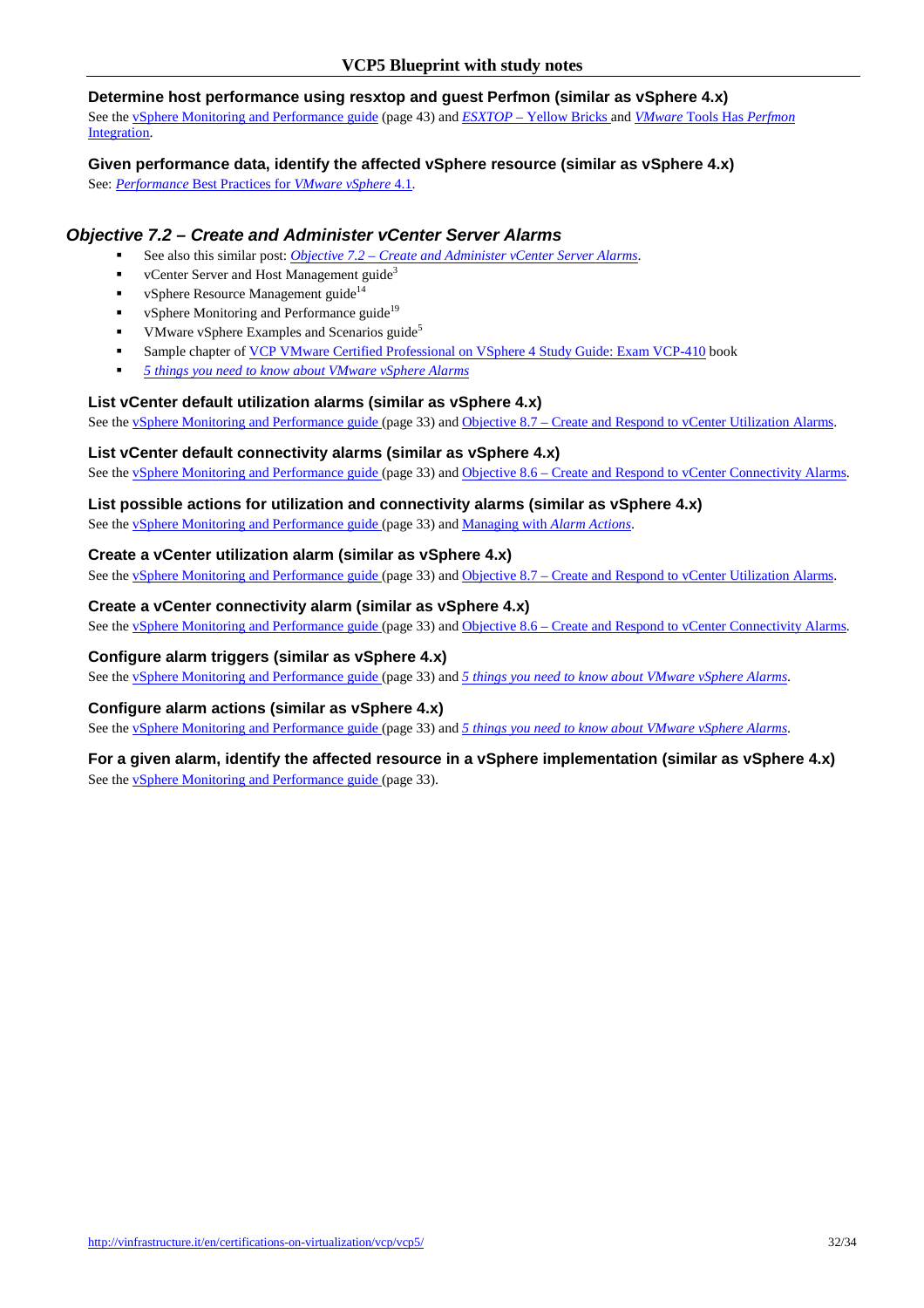### Determine host performance using resxtop and guest Perfmon (similar as vSphere 4.x)

See the vSphere Monitoring and Performance guide (page 43) and *ESXTOP* – Yellow Bricks and *VMware* Tools Has *Perfmon* Integration.

### Given performance data, identify the affected vSphere resource (similar as vSphere 4.x)

See: *Performance* Best Practices for *VMware vSphere* 4.1.

## *Objective 7.2 – Create and Administer vCenter Server Alarms*

- See also this similar post: *Objective 7.2 – Create and Administer vCenter Server Alarms*.
- vCenter Server and Host Management guide[3]
- vSphere Resource Management guide[14]
- vSphere Monitoring and Performance guide[19]
- VMware vSphere Examples and Scenarios guide[5]
- Sample chapter of VCP VMware Certified Professional on VSphere 4 Study Guide: Exam VCP-410 book
- *5 things you need to know about VMware vSphere Alarms*

### List vCenter default utilization alarms (similar as vSphere 4.x)

See the vSphere Monitoring and Performance guide (page 33) and Objective 8.7 – Create and Respond to vCenter Utilization Alarms.

### List vCenter default connectivity alarms (similar as vSphere 4.x)

See the vSphere Monitoring and Performance guide (page 33) and Objective 8.6 – Create and Respond to vCenter Connectivity Alarms.

### List possible actions for utilization and connectivity alarms (similar as vSphere 4.x)

See the vSphere Monitoring and Performance guide (page 33) and Managing with *Alarm Actions*.

### Create a vCenter utilization alarm (similar as vSphere 4.x)

See the vSphere Monitoring and Performance guide (page 33) and Objective 8.7 – Create and Respond to vCenter Utilization Alarms.

### Create a vCenter connectivity alarm (similar as vSphere 4.x)

See the vSphere Monitoring and Performance guide (page 33) and Objective 8.6 – Create and Respond to vCenter Connectivity Alarms.

### Configure alarm triggers (similar as vSphere 4.x)

See the vSphere Monitoring and Performance guide (page 33) and *5 things you need to know about VMware vSphere Alarms*.

### Configure alarm actions (similar as vSphere 4.x)

See the vSphere Monitoring and Performance guide (page 33) and *5 things you need to know about VMware vSphere Alarms*.

### For a given alarm, identify the affected resource in a vSphere implementation (similar as vSphere 4.x)

See the vSphere Monitoring and Performance guide (page 33).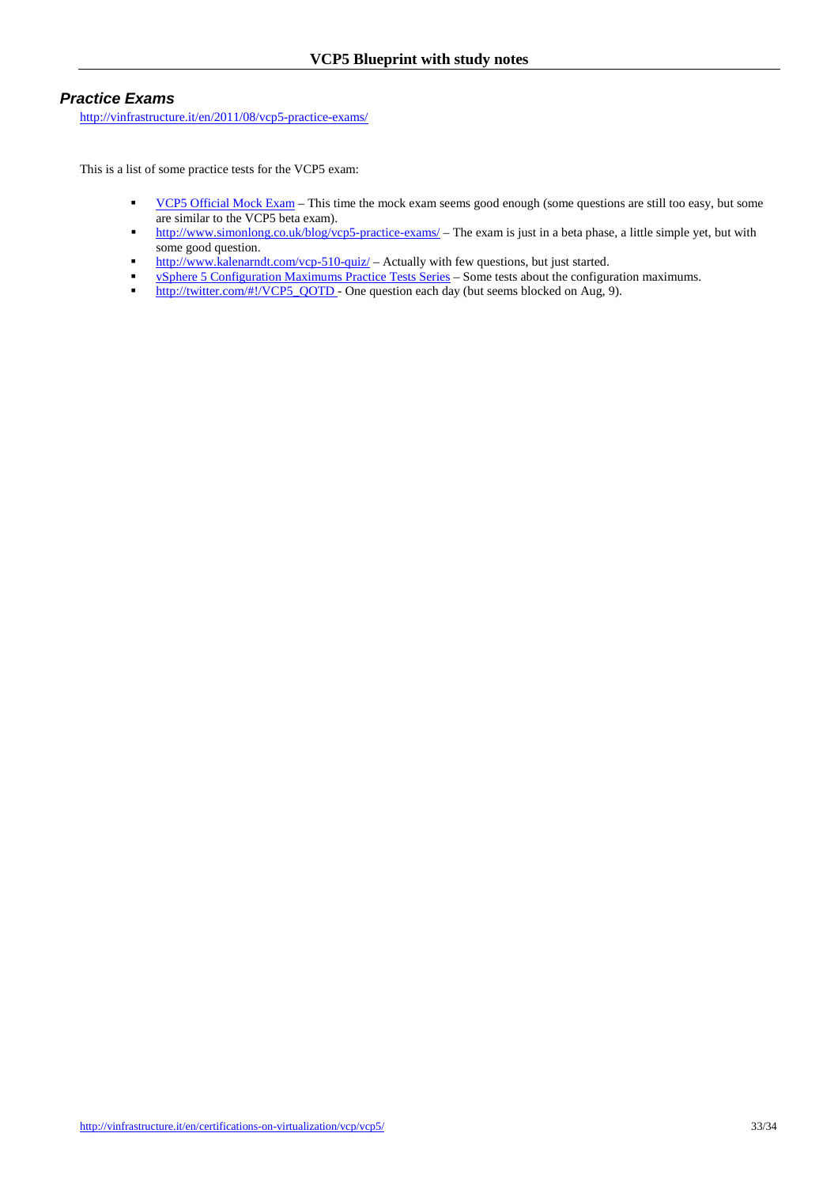### Practice Exams

http://vinfrastructure.it/en/2011/08/vcp5-practice-exams/

This is a list of some practice tests for the VCP5 exam:

- VCP5 Official Mock Exam – This time the mock exam seems good enough (some questions are still too easy, but some are similar to the VCP5 beta exam).
- http://www.simonlong.co.uk/blog/vcp5-practice-exams/ – The exam is just in a beta phase, a little simple yet, but with some good question.
- http://www.kalenarndt.com/vcp-510-quiz/ – Actually with few questions, but just started.
- vSphere 5 Configuration Maximums Practice Tests Series – Some tests about the configuration maximums.
- http://twitter.com/#!/VCP5_QOTD - One question each day (but seems blocked on Aug, 9).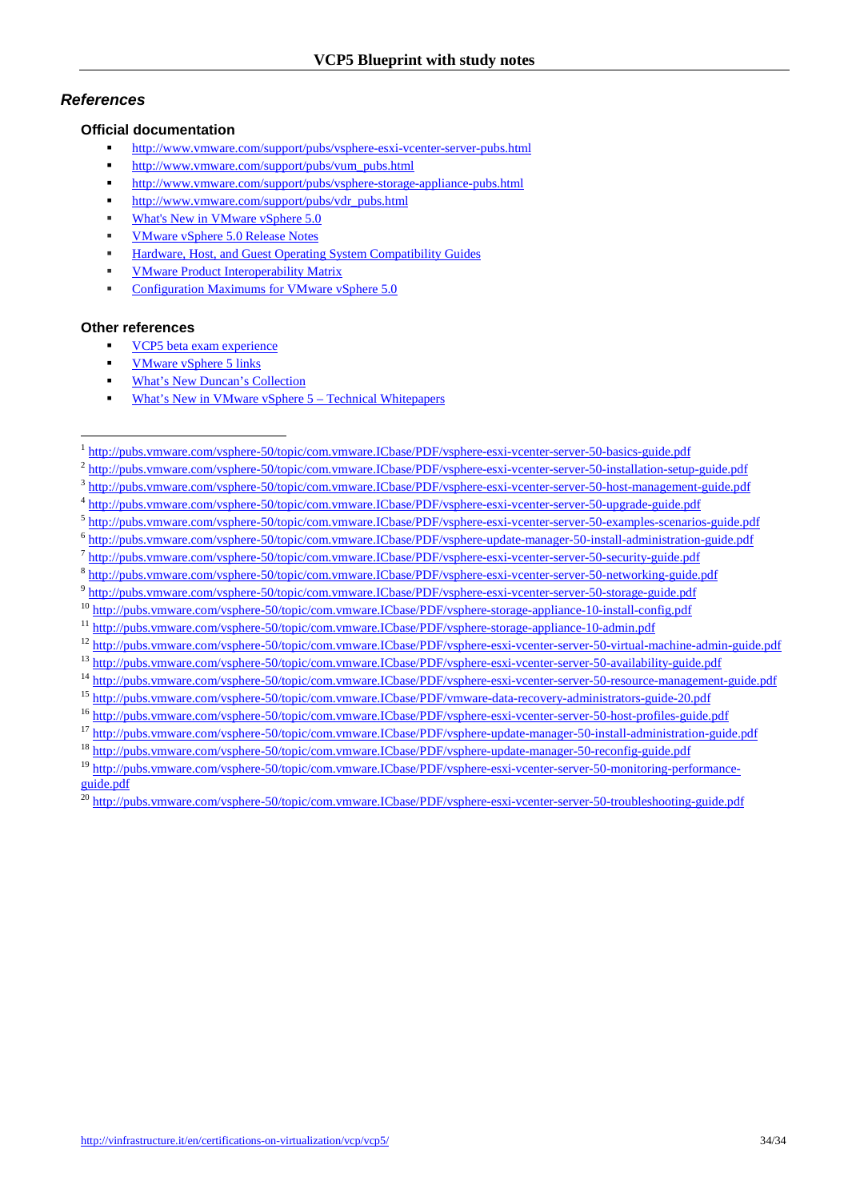## *References*

### Official documentation

- http://www.vmware.com/support/pubs/vsphere-esxi-vcenter-server-pubs.html
- http://www.vmware.com/support/pubs/vum_pubs.html
- http://www.vmware.com/support/pubs/vsphere-storage-appliance-pubs.html
- http://www.vmware.com/support/pubs/vdr_pubs.html
- What's New in VMware vSphere 5.0
- VMware vSphere 5.0 Release Notes
- Hardware, Host, and Guest Operating System Compatibility Guides
- VMware Product Interoperability Matrix
- Configuration Maximums for VMware vSphere 5.0

### Other references

- VCP5 beta exam experience
- VMware vSphere 5 links
- What's New Duncan's Collection
- What's New in VMware vSphere 5 – Technical Whitepapers

---

[1] http://pubs.vmware.com/vsphere-50/topic/com.vmware.ICbase/PDF/vsphere-esxi-vcenter-server-50-basics-guide.pdf
[2] http://pubs.vmware.com/vsphere-50/topic/com.vmware.ICbase/PDF/vsphere-esxi-vcenter-server-50-installation-setup-guide.pdf
[3] http://pubs.vmware.com/vsphere-50/topic/com.vmware.ICbase/PDF/vsphere-esxi-vcenter-server-50-host-management-guide.pdf
[4] http://pubs.vmware.com/vsphere-50/topic/com.vmware.ICbase/PDF/vsphere-esxi-vcenter-server-50-upgrade-guide.pdf
[5] http://pubs.vmware.com/vsphere-50/topic/com.vmware.ICbase/PDF/vsphere-esxi-vcenter-server-50-examples-scenarios-guide.pdf
[6] http://pubs.vmware.com/vsphere-50/topic/com.vmware.ICbase/PDF/vsphere-update-manager-50-install-administration-guide.pdf
[7] http://pubs.vmware.com/vsphere-50/topic/com.vmware.ICbase/PDF/vsphere-esxi-vcenter-server-50-security-guide.pdf
[8] http://pubs.vmware.com/vsphere-50/topic/com.vmware.ICbase/PDF/vsphere-esxi-vcenter-server-50-networking-guide.pdf
[9] http://pubs.vmware.com/vsphere-50/topic/com.vmware.ICbase/PDF/vsphere-esxi-vcenter-server-50-storage-guide.pdf
[10] http://pubs.vmware.com/vsphere-50/topic/com.vmware.ICbase/PDF/vsphere-storage-appliance-10-install-config.pdf
[11] http://pubs.vmware.com/vsphere-50/topic/com.vmware.ICbase/PDF/vsphere-storage-appliance-10-admin.pdf
[12] http://pubs.vmware.com/vsphere-50/topic/com.vmware.ICbase/PDF/vsphere-esxi-vcenter-server-50-virtual-machine-admin-guide.pdf
[13] http://pubs.vmware.com/vsphere-50/topic/com.vmware.ICbase/PDF/vsphere-esxi-vcenter-server-50-availability-guide.pdf
[14] http://pubs.vmware.com/vsphere-50/topic/com.vmware.ICbase/PDF/vsphere-esxi-vcenter-server-50-resource-management-guide.pdf
[15] http://pubs.vmware.com/vsphere-50/topic/com.vmware.ICbase/PDF/vmware-data-recovery-administrators-guide-20.pdf
[16] http://pubs.vmware.com/vsphere-50/topic/com.vmware.ICbase/PDF/vsphere-esxi-vcenter-server-50-host-profiles-guide.pdf
[17] http://pubs.vmware.com/vsphere-50/topic/com.vmware.ICbase/PDF/vsphere-update-manager-50-install-administration-guide.pdf
[18] http://pubs.vmware.com/vsphere-50/topic/com.vmware.ICbase/PDF/vsphere-update-manager-50-reconfig-guide.pdf
[19] http://pubs.vmware.com/vsphere-50/topic/com.vmware.ICbase/PDF/vsphere-esxi-vcenter-server-50-monitoring-performance-guide.pdf
[20] http://pubs.vmware.com/vsphere-50/topic/com.vmware.ICbase/PDF/vsphere-esxi-vcenter-server-50-troubleshooting-guide.pdf